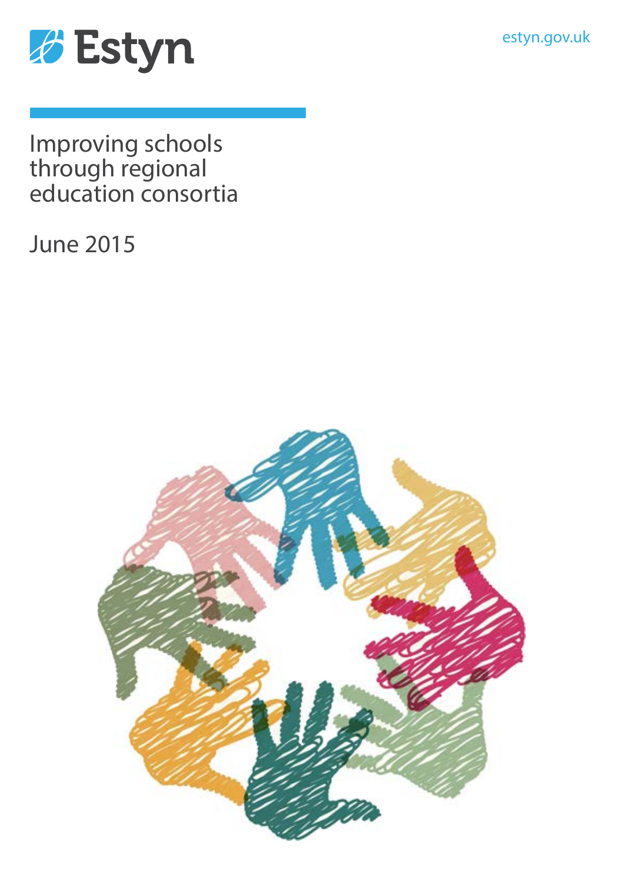Estyn

estyn.gov.uk

# Improving schools through regional education consortia

June 2015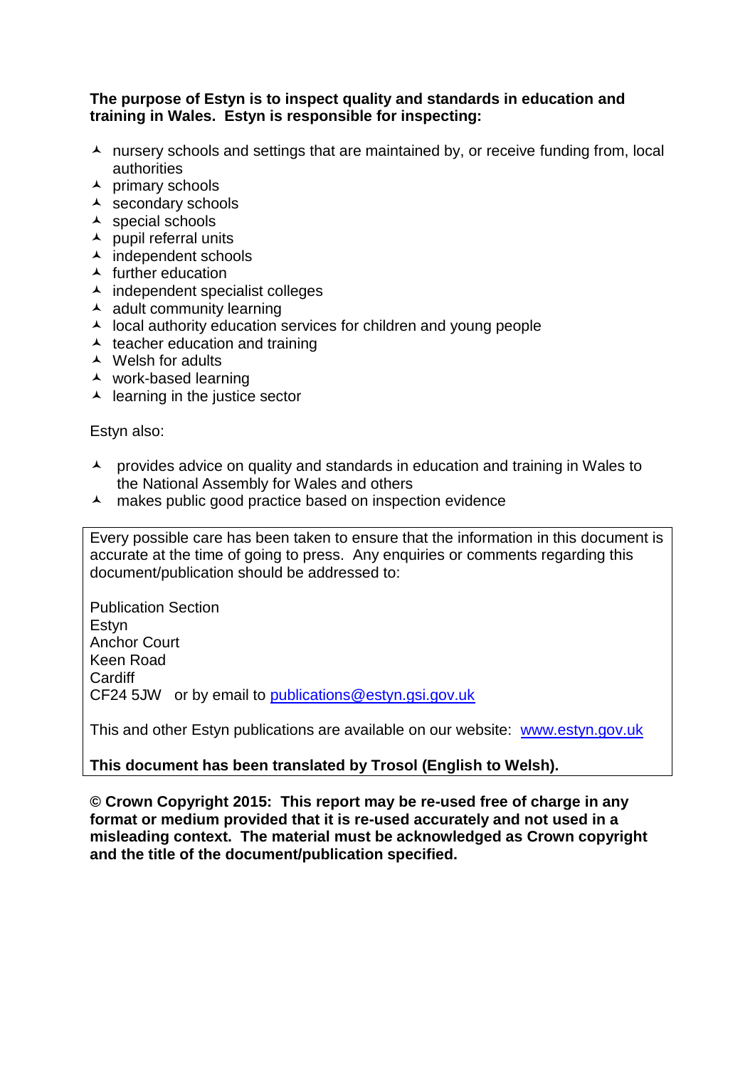**The purpose of Estyn is to inspect quality and standards in education and training in Wales. Estyn is responsible for inspecting:**

- nursery schools and settings that are maintained by, or receive funding from, local authorities
- primary schools
- secondary schools
- special schools
- pupil referral units
- independent schools
- further education
- independent specialist colleges
- adult community learning
- local authority education services for children and young people
- teacher education and training
- Welsh for adults
- work-based learning
- learning in the justice sector

Estyn also:

- provides advice on quality and standards in education and training in Wales to the National Assembly for Wales and others
- makes public good practice based on inspection evidence

Every possible care has been taken to ensure that the information in this document is accurate at the time of going to press. Any enquiries or comments regarding this document/publication should be addressed to:

Publication Section
Estyn
Anchor Court
Keen Road
Cardiff
CF24 5JW or by email to publications@estyn.gsi.gov.uk

This and other Estyn publications are available on our website: www.estyn.gov.uk

**This document has been translated by Trosol (English to Welsh).**

**© Crown Copyright 2015: This report may be re-used free of charge in any format or medium provided that it is re-used accurately and not used in a misleading context. The material must be acknowledged as Crown copyright and the title of the document/publication specified.**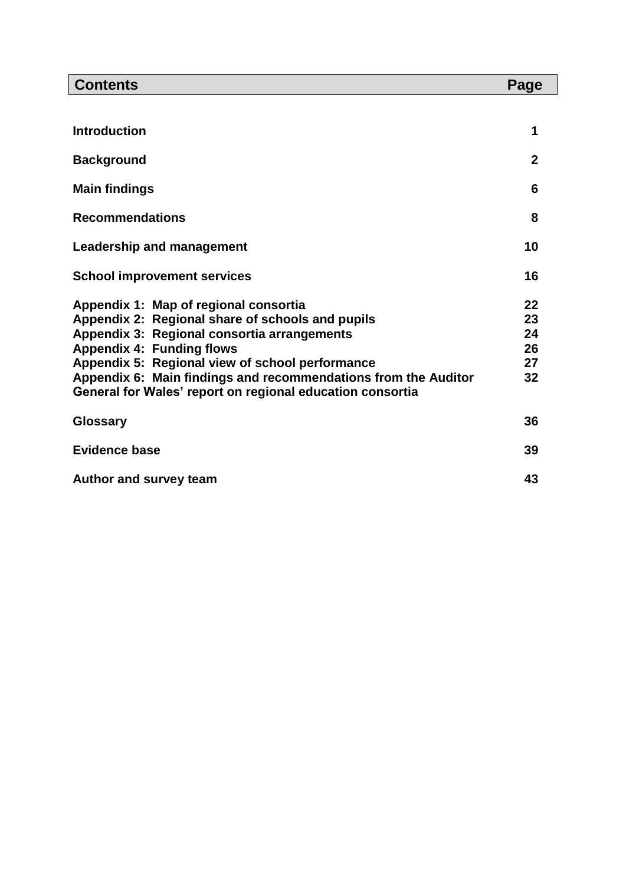| Contents | Page |
| --- | --- |
| **Introduction** | **1** |
| **Background** | **2** |
| **Main findings** | **6** |
| **Recommendations** | **8** |
| **Leadership and management** | **10** |
| **School improvement services** | **16** |
| **Appendix 1: Map of regional consortia** | **22** |
| **Appendix 2: Regional share of schools and pupils** | **23** |
| **Appendix 3: Regional consortia arrangements** | **24** |
| **Appendix 4: Funding flows** | **26** |
| **Appendix 5: Regional view of school performance** | **27** |
| **Appendix 6: Main findings and recommendations from the Auditor General for Wales' report on regional education consortia** | **32** |
| **Glossary** | **36** |
| **Evidence base** | **39** |
| **Author and survey team** | **43** |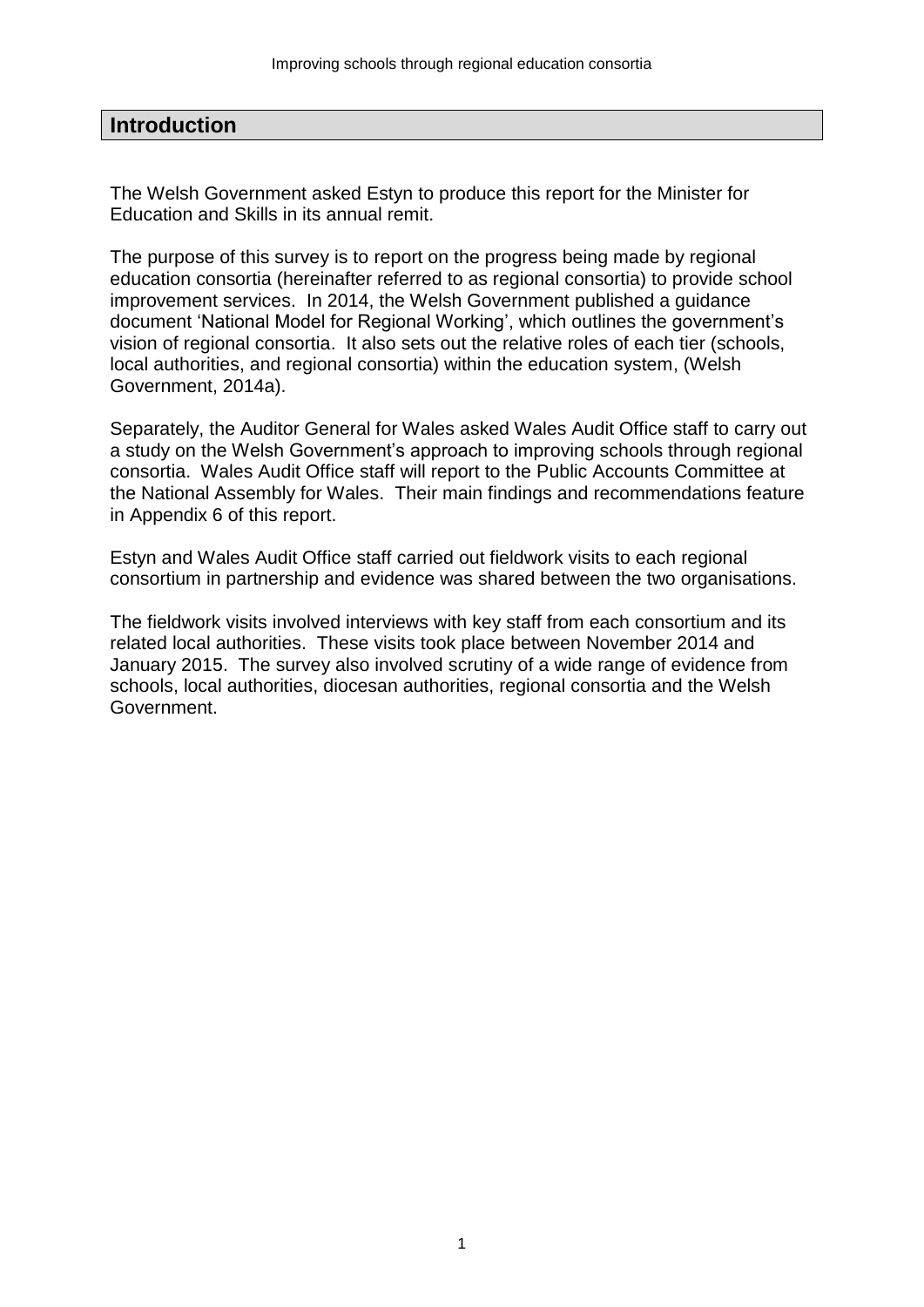## Introduction

The Welsh Government asked Estyn to produce this report for the Minister for Education and Skills in its annual remit.

The purpose of this survey is to report on the progress being made by regional education consortia (hereinafter referred to as regional consortia) to provide school improvement services. In 2014, the Welsh Government published a guidance document 'National Model for Regional Working', which outlines the government's vision of regional consortia. It also sets out the relative roles of each tier (schools, local authorities, and regional consortia) within the education system, (Welsh Government, 2014a).

Separately, the Auditor General for Wales asked Wales Audit Office staff to carry out a study on the Welsh Government's approach to improving schools through regional consortia. Wales Audit Office staff will report to the Public Accounts Committee at the National Assembly for Wales. Their main findings and recommendations feature in Appendix 6 of this report.

Estyn and Wales Audit Office staff carried out fieldwork visits to each regional consortium in partnership and evidence was shared between the two organisations.

The fieldwork visits involved interviews with key staff from each consortium and its related local authorities. These visits took place between November 2014 and January 2015. The survey also involved scrutiny of a wide range of evidence from schools, local authorities, diocesan authorities, regional consortia and the Welsh Government.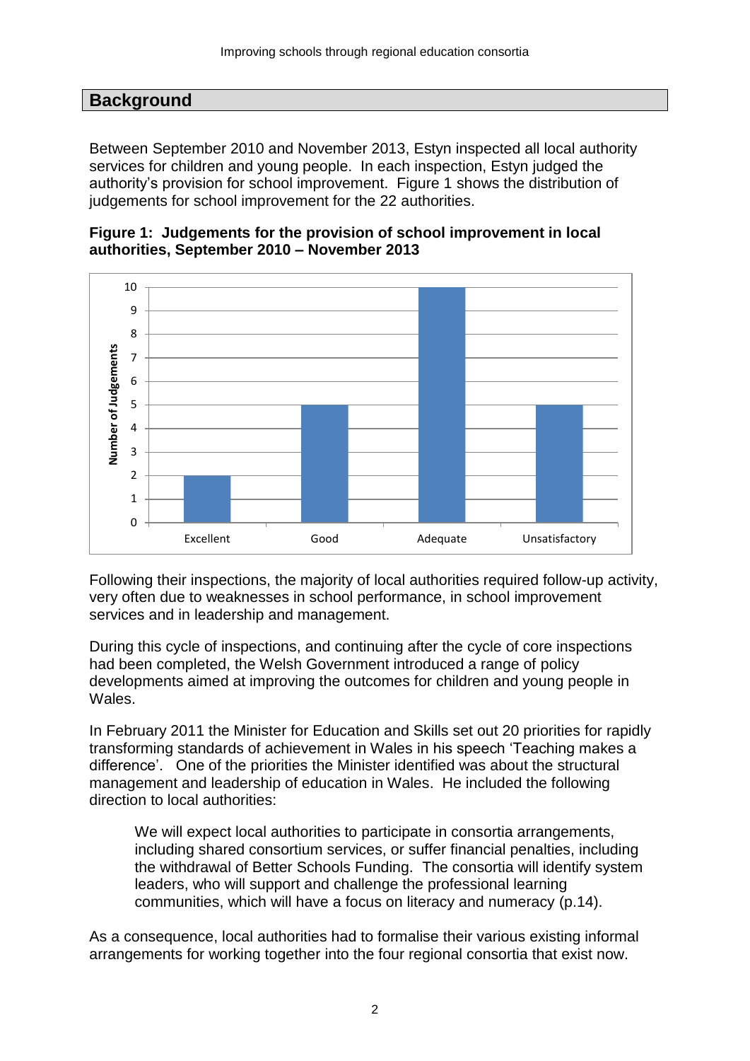## Background

Between September 2010 and November 2013, Estyn inspected all local authority services for children and young people. In each inspection, Estyn judged the authority's provision for school improvement. Figure 1 shows the distribution of judgements for school improvement for the 22 authorities.

**Figure 1: Judgements for the provision of school improvement in local authorities, September 2010 – November 2013**

| Judgement | Number of Judgements |
| --- | --- |
| Excellent | 2 |
| Good | 5 |
| Adequate | 10 |
| Unsatisfactory | 5 |

Following their inspections, the majority of local authorities required follow-up activity, very often due to weaknesses in school performance, in school improvement services and in leadership and management.

During this cycle of inspections, and continuing after the cycle of core inspections had been completed, the Welsh Government introduced a range of policy developments aimed at improving the outcomes for children and young people in Wales.

In February 2011 the Minister for Education and Skills set out 20 priorities for rapidly transforming standards of achievement in Wales in his speech 'Teaching makes a difference'. One of the priorities the Minister identified was about the structural management and leadership of education in Wales. He included the following direction to local authorities:

> We will expect local authorities to participate in consortia arrangements, including shared consortium services, or suffer financial penalties, including the withdrawal of Better Schools Funding. The consortia will identify system leaders, who will support and challenge the professional learning communities, which will have a focus on literacy and numeracy (p.14).

As a consequence, local authorities had to formalise their various existing informal arrangements for working together into the four regional consortia that exist now.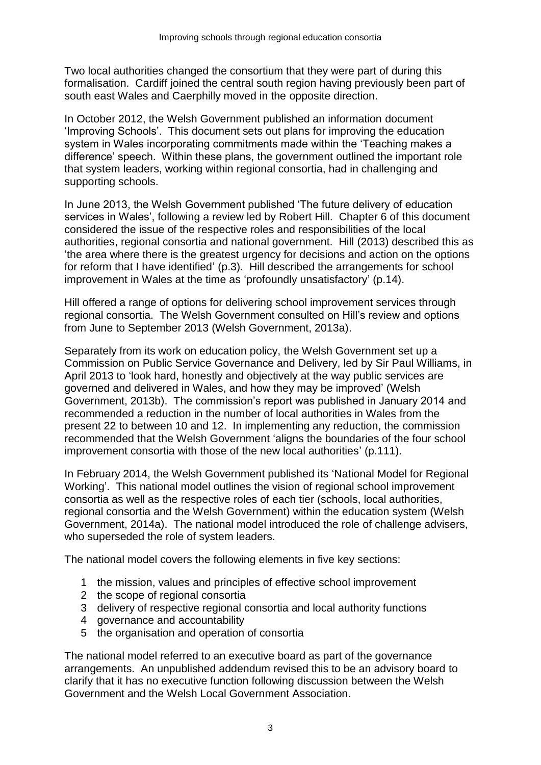Two local authorities changed the consortium that they were part of during this formalisation. Cardiff joined the central south region having previously been part of south east Wales and Caerphilly moved in the opposite direction.

In October 2012, the Welsh Government published an information document 'Improving Schools'. This document sets out plans for improving the education system in Wales incorporating commitments made within the 'Teaching makes a difference' speech. Within these plans, the government outlined the important role that system leaders, working within regional consortia, had in challenging and supporting schools.

In June 2013, the Welsh Government published 'The future delivery of education services in Wales', following a review led by Robert Hill. Chapter 6 of this document considered the issue of the respective roles and responsibilities of the local authorities, regional consortia and national government. Hill (2013) described this as 'the area where there is the greatest urgency for decisions and action on the options for reform that I have identified' (p.3). Hill described the arrangements for school improvement in Wales at the time as 'profoundly unsatisfactory' (p.14).

Hill offered a range of options for delivering school improvement services through regional consortia. The Welsh Government consulted on Hill's review and options from June to September 2013 (Welsh Government, 2013a).

Separately from its work on education policy, the Welsh Government set up a Commission on Public Service Governance and Delivery, led by Sir Paul Williams, in April 2013 to 'look hard, honestly and objectively at the way public services are governed and delivered in Wales, and how they may be improved' (Welsh Government, 2013b). The commission's report was published in January 2014 and recommended a reduction in the number of local authorities in Wales from the present 22 to between 10 and 12. In implementing any reduction, the commission recommended that the Welsh Government 'aligns the boundaries of the four school improvement consortia with those of the new local authorities' (p.111).

In February 2014, the Welsh Government published its 'National Model for Regional Working'. This national model outlines the vision of regional school improvement consortia as well as the respective roles of each tier (schools, local authorities, regional consortia and the Welsh Government) within the education system (Welsh Government, 2014a). The national model introduced the role of challenge advisers, who superseded the role of system leaders.

The national model covers the following elements in five key sections:

1. the mission, values and principles of effective school improvement
2. the scope of regional consortia
3. delivery of respective regional consortia and local authority functions
4. governance and accountability
5. the organisation and operation of consortia

The national model referred to an executive board as part of the governance arrangements. An unpublished addendum revised this to be an advisory board to clarify that it has no executive function following discussion between the Welsh Government and the Welsh Local Government Association.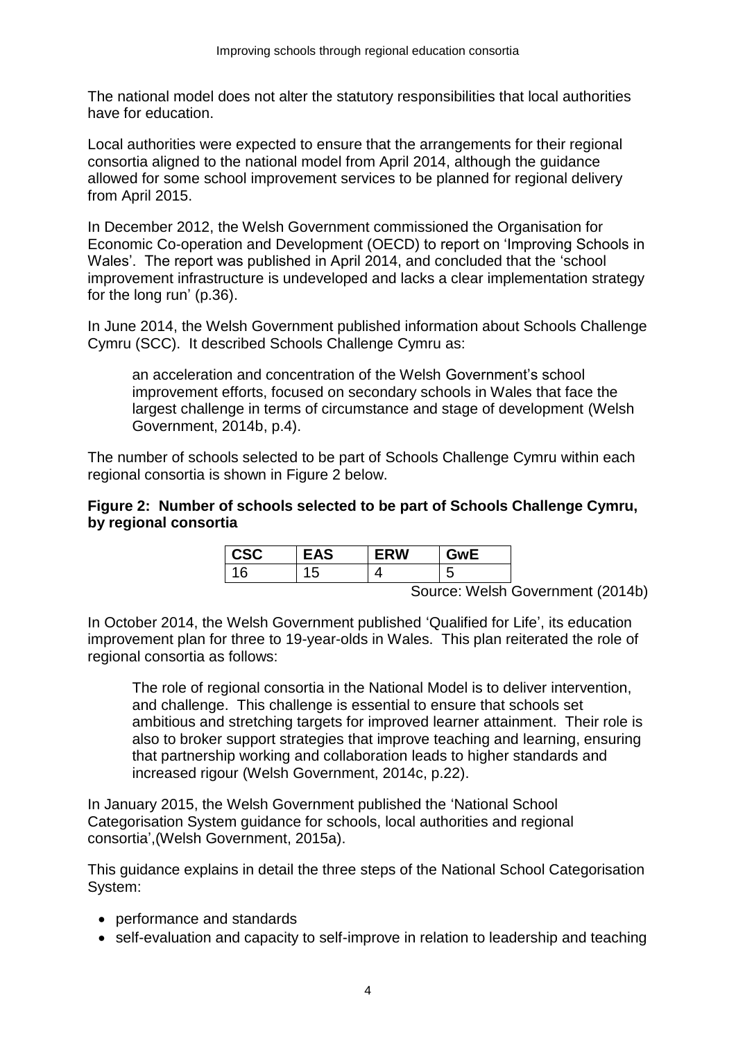The national model does not alter the statutory responsibilities that local authorities have for education.

Local authorities were expected to ensure that the arrangements for their regional consortia aligned to the national model from April 2014, although the guidance allowed for some school improvement services to be planned for regional delivery from April 2015.

In December 2012, the Welsh Government commissioned the Organisation for Economic Co-operation and Development (OECD) to report on 'Improving Schools in Wales'. The report was published in April 2014, and concluded that the 'school improvement infrastructure is undeveloped and lacks a clear implementation strategy for the long run' (p.36).

In June 2014, the Welsh Government published information about Schools Challenge Cymru (SCC). It described Schools Challenge Cymru as:

> an acceleration and concentration of the Welsh Government's school improvement efforts, focused on secondary schools in Wales that face the largest challenge in terms of circumstance and stage of development (Welsh Government, 2014b, p.4).

The number of schools selected to be part of Schools Challenge Cymru within each regional consortia is shown in Figure 2 below.

**Figure 2: Number of schools selected to be part of Schools Challenge Cymru, by regional consortia**

| CSC | EAS | ERW | GwE |
|---|---|---|---|
| 16 | 15 | 4 | 5 |

Source: Welsh Government (2014b)

In October 2014, the Welsh Government published 'Qualified for Life', its education improvement plan for three to 19-year-olds in Wales. This plan reiterated the role of regional consortia as follows:

> The role of regional consortia in the National Model is to deliver intervention, and challenge. This challenge is essential to ensure that schools set ambitious and stretching targets for improved learner attainment. Their role is also to broker support strategies that improve teaching and learning, ensuring that partnership working and collaboration leads to higher standards and increased rigour (Welsh Government, 2014c, p.22).

In January 2015, the Welsh Government published the 'National School Categorisation System guidance for schools, local authorities and regional consortia',(Welsh Government, 2015a).

This guidance explains in detail the three steps of the National School Categorisation System:

- performance and standards
- self-evaluation and capacity to self-improve in relation to leadership and teaching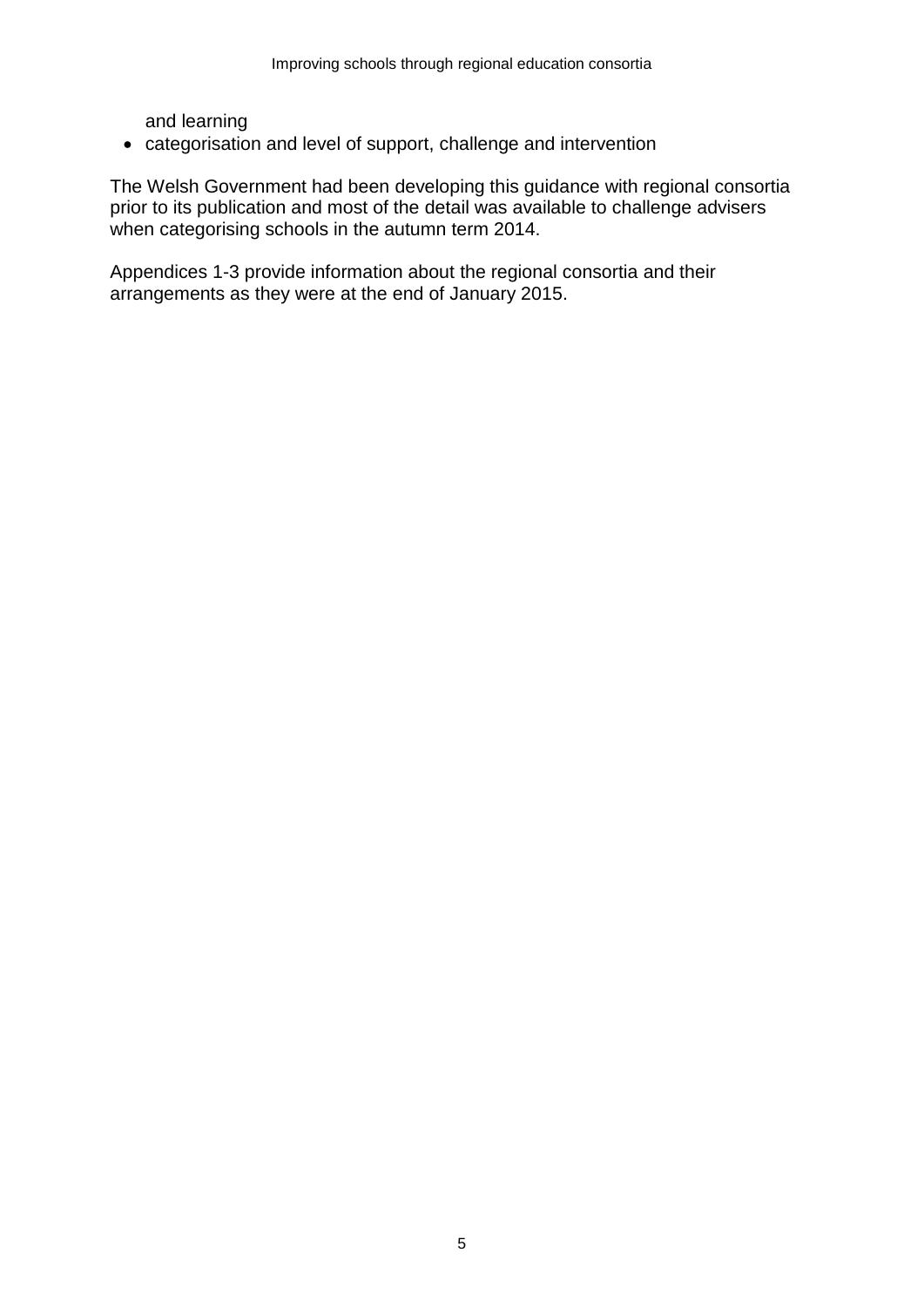and learning

- categorisation and level of support, challenge and intervention

The Welsh Government had been developing this guidance with regional consortia prior to its publication and most of the detail was available to challenge advisers when categorising schools in the autumn term 2014.

Appendices 1-3 provide information about the regional consortia and their arrangements as they were at the end of January 2015.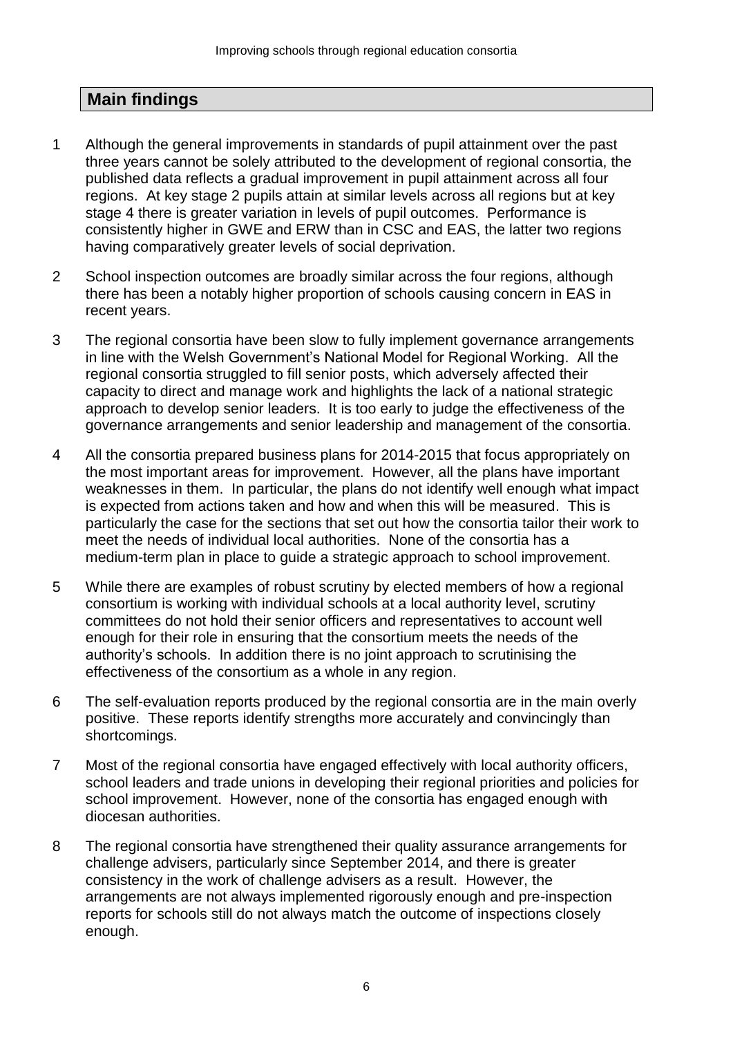## Main findings

1 Although the general improvements in standards of pupil attainment over the past three years cannot be solely attributed to the development of regional consortia, the published data reflects a gradual improvement in pupil attainment across all four regions. At key stage 2 pupils attain at similar levels across all regions but at key stage 4 there is greater variation in levels of pupil outcomes. Performance is consistently higher in GWE and ERW than in CSC and EAS, the latter two regions having comparatively greater levels of social deprivation.

2 School inspection outcomes are broadly similar across the four regions, although there has been a notably higher proportion of schools causing concern in EAS in recent years.

3 The regional consortia have been slow to fully implement governance arrangements in line with the Welsh Government's National Model for Regional Working. All the regional consortia struggled to fill senior posts, which adversely affected their capacity to direct and manage work and highlights the lack of a national strategic approach to develop senior leaders. It is too early to judge the effectiveness of the governance arrangements and senior leadership and management of the consortia.

4 All the consortia prepared business plans for 2014-2015 that focus appropriately on the most important areas for improvement. However, all the plans have important weaknesses in them. In particular, the plans do not identify well enough what impact is expected from actions taken and how and when this will be measured. This is particularly the case for the sections that set out how the consortia tailor their work to meet the needs of individual local authorities. None of the consortia has a medium-term plan in place to guide a strategic approach to school improvement.

5 While there are examples of robust scrutiny by elected members of how a regional consortium is working with individual schools at a local authority level, scrutiny committees do not hold their senior officers and representatives to account well enough for their role in ensuring that the consortium meets the needs of the authority's schools. In addition there is no joint approach to scrutinising the effectiveness of the consortium as a whole in any region.

6 The self-evaluation reports produced by the regional consortia are in the main overly positive. These reports identify strengths more accurately and convincingly than shortcomings.

7 Most of the regional consortia have engaged effectively with local authority officers, school leaders and trade unions in developing their regional priorities and policies for school improvement. However, none of the consortia has engaged enough with diocesan authorities.

8 The regional consortia have strengthened their quality assurance arrangements for challenge advisers, particularly since September 2014, and there is greater consistency in the work of challenge advisers as a result. However, the arrangements are not always implemented rigorously enough and pre-inspection reports for schools still do not always match the outcome of inspections closely enough.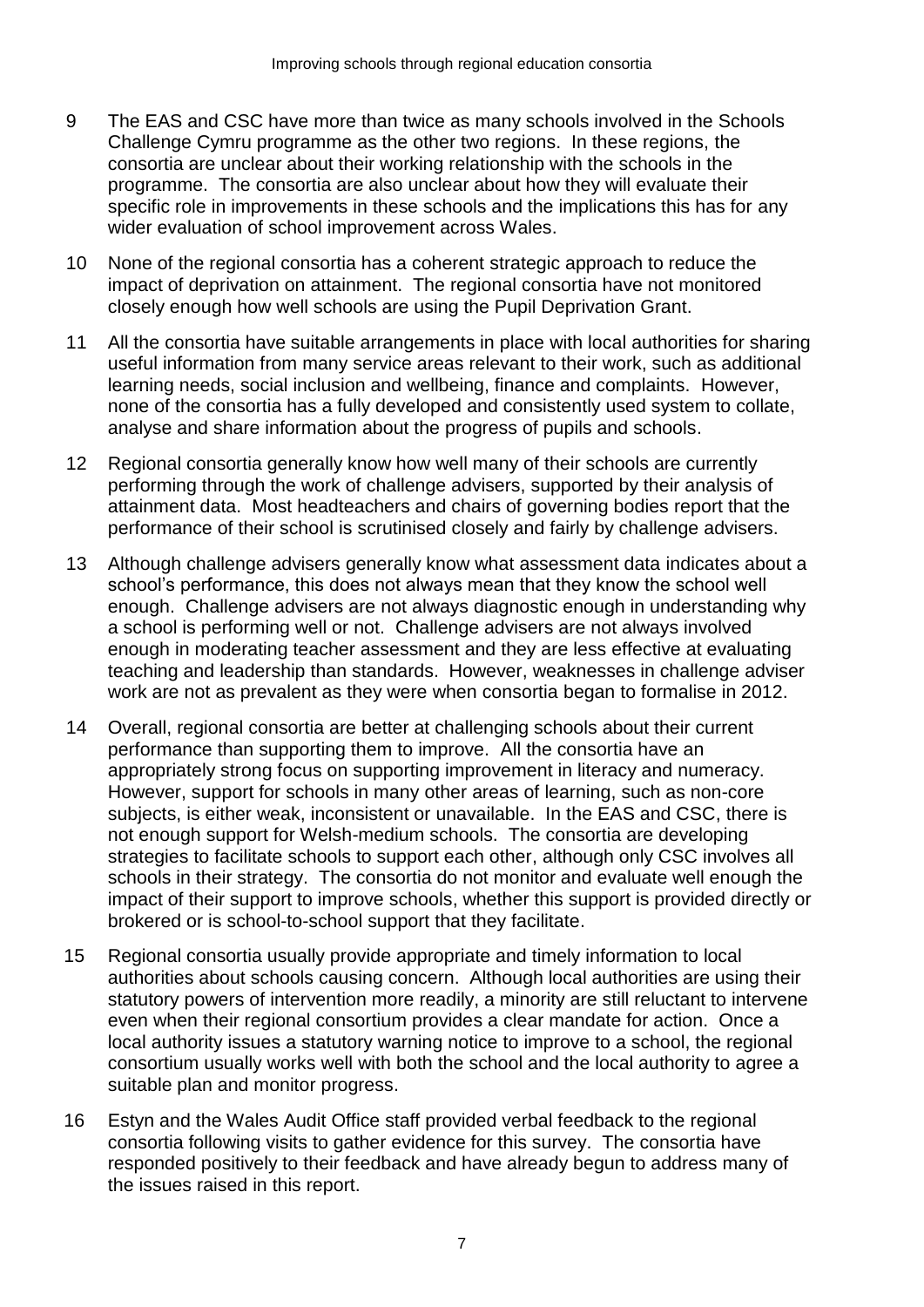9 The EAS and CSC have more than twice as many schools involved in the Schools Challenge Cymru programme as the other two regions. In these regions, the consortia are unclear about their working relationship with the schools in the programme. The consortia are also unclear about how they will evaluate their specific role in improvements in these schools and the implications this has for any wider evaluation of school improvement across Wales.

10 None of the regional consortia has a coherent strategic approach to reduce the impact of deprivation on attainment. The regional consortia have not monitored closely enough how well schools are using the Pupil Deprivation Grant.

11 All the consortia have suitable arrangements in place with local authorities for sharing useful information from many service areas relevant to their work, such as additional learning needs, social inclusion and wellbeing, finance and complaints. However, none of the consortia has a fully developed and consistently used system to collate, analyse and share information about the progress of pupils and schools.

12 Regional consortia generally know how well many of their schools are currently performing through the work of challenge advisers, supported by their analysis of attainment data. Most headteachers and chairs of governing bodies report that the performance of their school is scrutinised closely and fairly by challenge advisers.

13 Although challenge advisers generally know what assessment data indicates about a school's performance, this does not always mean that they know the school well enough. Challenge advisers are not always diagnostic enough in understanding why a school is performing well or not. Challenge advisers are not always involved enough in moderating teacher assessment and they are less effective at evaluating teaching and leadership than standards. However, weaknesses in challenge adviser work are not as prevalent as they were when consortia began to formalise in 2012.

14 Overall, regional consortia are better at challenging schools about their current performance than supporting them to improve. All the consortia have an appropriately strong focus on supporting improvement in literacy and numeracy. However, support for schools in many other areas of learning, such as non-core subjects, is either weak, inconsistent or unavailable. In the EAS and CSC, there is not enough support for Welsh-medium schools. The consortia are developing strategies to facilitate schools to support each other, although only CSC involves all schools in their strategy. The consortia do not monitor and evaluate well enough the impact of their support to improve schools, whether this support is provided directly or brokered or is school-to-school support that they facilitate.

15 Regional consortia usually provide appropriate and timely information to local authorities about schools causing concern. Although local authorities are using their statutory powers of intervention more readily, a minority are still reluctant to intervene even when their regional consortium provides a clear mandate for action. Once a local authority issues a statutory warning notice to improve to a school, the regional consortium usually works well with both the school and the local authority to agree a suitable plan and monitor progress.

16 Estyn and the Wales Audit Office staff provided verbal feedback to the regional consortia following visits to gather evidence for this survey. The consortia have responded positively to their feedback and have already begun to address many of the issues raised in this report.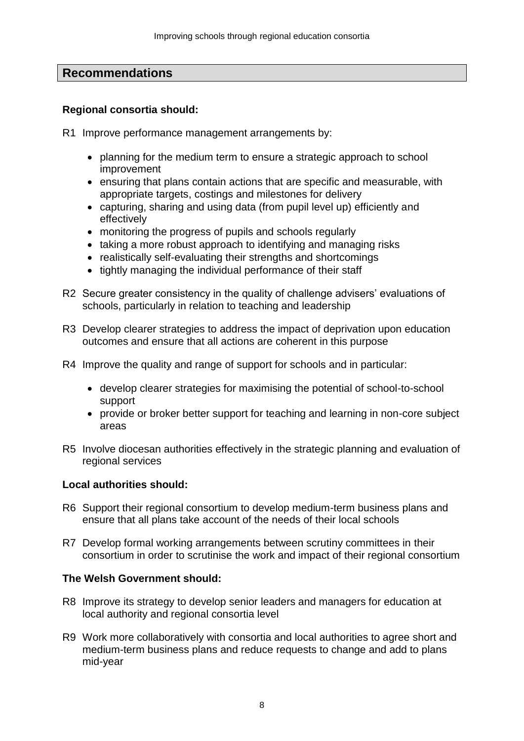## Recommendations

**Regional consortia should:**

R1 Improve performance management arrangements by:

- planning for the medium term to ensure a strategic approach to school improvement
- ensuring that plans contain actions that are specific and measurable, with appropriate targets, costings and milestones for delivery
- capturing, sharing and using data (from pupil level up) efficiently and effectively
- monitoring the progress of pupils and schools regularly
- taking a more robust approach to identifying and managing risks
- realistically self-evaluating their strengths and shortcomings
- tightly managing the individual performance of their staff

R2 Secure greater consistency in the quality of challenge advisers' evaluations of schools, particularly in relation to teaching and leadership

R3 Develop clearer strategies to address the impact of deprivation upon education outcomes and ensure that all actions are coherent in this purpose

R4 Improve the quality and range of support for schools and in particular:

- develop clearer strategies for maximising the potential of school-to-school support
- provide or broker better support for teaching and learning in non-core subject areas

R5 Involve diocesan authorities effectively in the strategic planning and evaluation of regional services

**Local authorities should:**

R6 Support their regional consortium to develop medium-term business plans and ensure that all plans take account of the needs of their local schools

R7 Develop formal working arrangements between scrutiny committees in their consortium in order to scrutinise the work and impact of their regional consortium

**The Welsh Government should:**

R8 Improve its strategy to develop senior leaders and managers for education at local authority and regional consortia level

R9 Work more collaboratively with consortia and local authorities to agree short and medium-term business plans and reduce requests to change and add to plans mid-year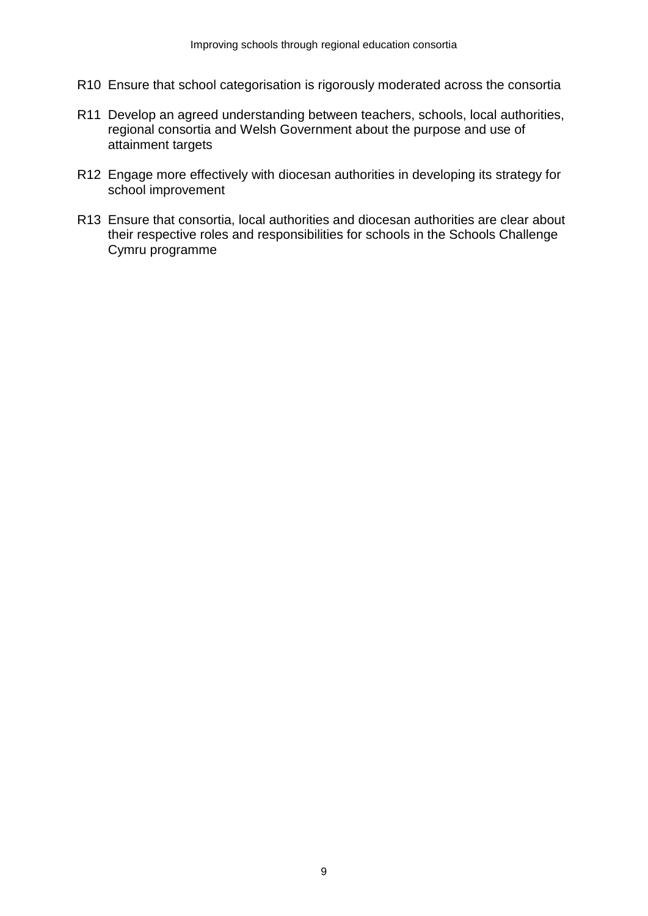R10 Ensure that school categorisation is rigorously moderated across the consortia

R11 Develop an agreed understanding between teachers, schools, local authorities, regional consortia and Welsh Government about the purpose and use of attainment targets

R12 Engage more effectively with diocesan authorities in developing its strategy for school improvement

R13 Ensure that consortia, local authorities and diocesan authorities are clear about their respective roles and responsibilities for schools in the Schools Challenge Cymru programme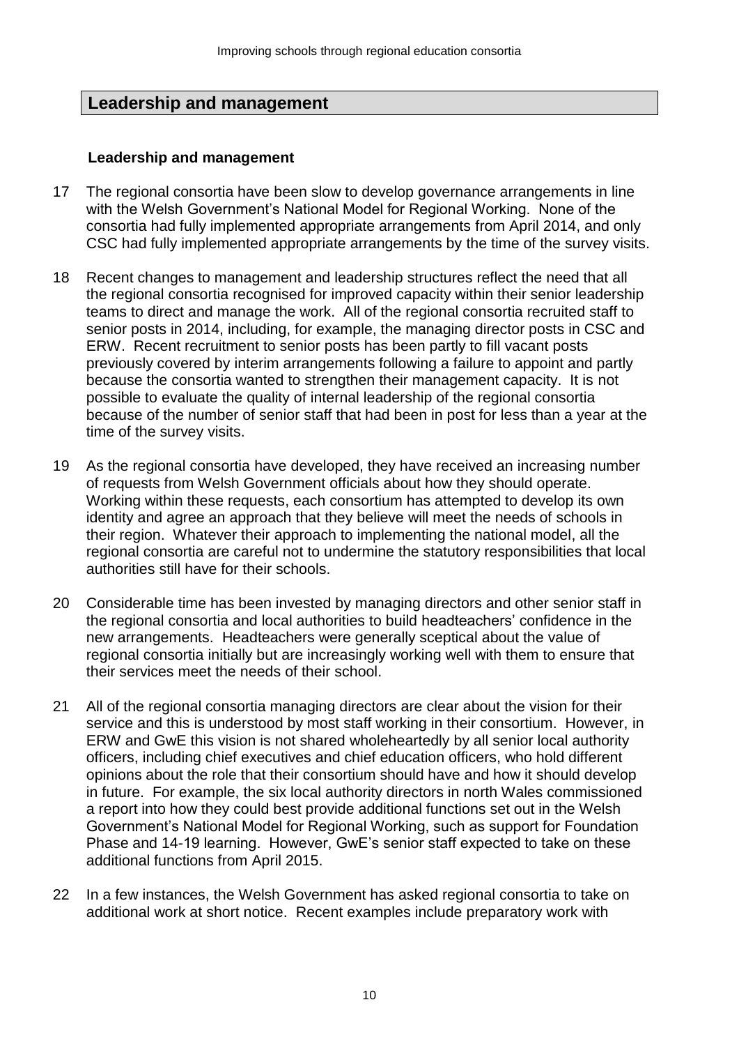## Leadership and management

### Leadership and management

17 The regional consortia have been slow to develop governance arrangements in line with the Welsh Government's National Model for Regional Working. None of the consortia had fully implemented appropriate arrangements from April 2014, and only CSC had fully implemented appropriate arrangements by the time of the survey visits.

18 Recent changes to management and leadership structures reflect the need that all the regional consortia recognised for improved capacity within their senior leadership teams to direct and manage the work. All of the regional consortia recruited staff to senior posts in 2014, including, for example, the managing director posts in CSC and ERW. Recent recruitment to senior posts has been partly to fill vacant posts previously covered by interim arrangements following a failure to appoint and partly because the consortia wanted to strengthen their management capacity. It is not possible to evaluate the quality of internal leadership of the regional consortia because of the number of senior staff that had been in post for less than a year at the time of the survey visits.

19 As the regional consortia have developed, they have received an increasing number of requests from Welsh Government officials about how they should operate. Working within these requests, each consortium has attempted to develop its own identity and agree an approach that they believe will meet the needs of schools in their region. Whatever their approach to implementing the national model, all the regional consortia are careful not to undermine the statutory responsibilities that local authorities still have for their schools.

20 Considerable time has been invested by managing directors and other senior staff in the regional consortia and local authorities to build headteachers' confidence in the new arrangements. Headteachers were generally sceptical about the value of regional consortia initially but are increasingly working well with them to ensure that their services meet the needs of their school.

21 All of the regional consortia managing directors are clear about the vision for their service and this is understood by most staff working in their consortium. However, in ERW and GwE this vision is not shared wholeheartedly by all senior local authority officers, including chief executives and chief education officers, who hold different opinions about the role that their consortium should have and how it should develop in future. For example, the six local authority directors in north Wales commissioned a report into how they could best provide additional functions set out in the Welsh Government's National Model for Regional Working, such as support for Foundation Phase and 14-19 learning. However, GwE's senior staff expected to take on these additional functions from April 2015.

22 In a few instances, the Welsh Government has asked regional consortia to take on additional work at short notice. Recent examples include preparatory work with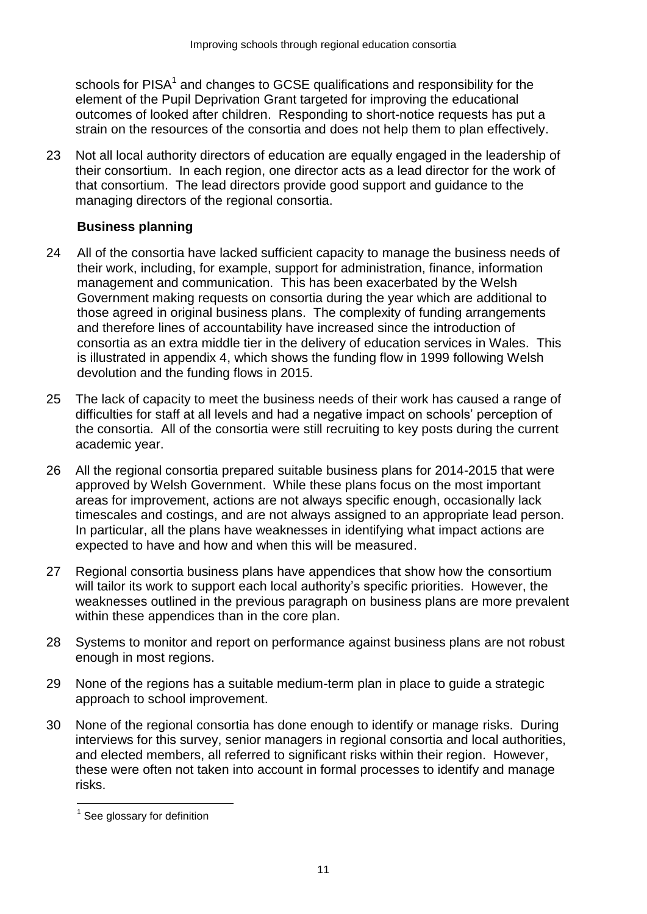schools for PISA[1] and changes to GCSE qualifications and responsibility for the element of the Pupil Deprivation Grant targeted for improving the educational outcomes of looked after children. Responding to short-notice requests has put a strain on the resources of the consortia and does not help them to plan effectively.

23 Not all local authority directors of education are equally engaged in the leadership of their consortium. In each region, one director acts as a lead director for the work of that consortium. The lead directors provide good support and guidance to the managing directors of the regional consortia.

### Business planning

24 All of the consortia have lacked sufficient capacity to manage the business needs of their work, including, for example, support for administration, finance, information management and communication. This has been exacerbated by the Welsh Government making requests on consortia during the year which are additional to those agreed in original business plans. The complexity of funding arrangements and therefore lines of accountability have increased since the introduction of consortia as an extra middle tier in the delivery of education services in Wales. This is illustrated in appendix 4, which shows the funding flow in 1999 following Welsh devolution and the funding flows in 2015.

25 The lack of capacity to meet the business needs of their work has caused a range of difficulties for staff at all levels and had a negative impact on schools' perception of the consortia. All of the consortia were still recruiting to key posts during the current academic year.

26 All the regional consortia prepared suitable business plans for 2014-2015 that were approved by Welsh Government. While these plans focus on the most important areas for improvement, actions are not always specific enough, occasionally lack timescales and costings, and are not always assigned to an appropriate lead person. In particular, all the plans have weaknesses in identifying what impact actions are expected to have and how and when this will be measured.

27 Regional consortia business plans have appendices that show how the consortium will tailor its work to support each local authority's specific priorities. However, the weaknesses outlined in the previous paragraph on business plans are more prevalent within these appendices than in the core plan.

28 Systems to monitor and report on performance against business plans are not robust enough in most regions.

29 None of the regions has a suitable medium-term plan in place to guide a strategic approach to school improvement.

30 None of the regional consortia has done enough to identify or manage risks. During interviews for this survey, senior managers in regional consortia and local authorities, and elected members, all referred to significant risks within their region. However, these were often not taken into account in formal processes to identify and manage risks.

[1] See glossary for definition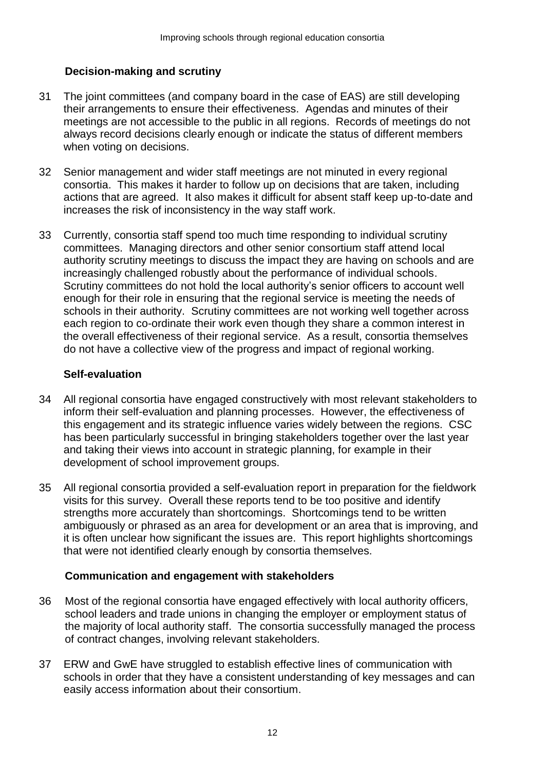### Decision-making and scrutiny

31 The joint committees (and company board in the case of EAS) are still developing their arrangements to ensure their effectiveness. Agendas and minutes of their meetings are not accessible to the public in all regions. Records of meetings do not always record decisions clearly enough or indicate the status of different members when voting on decisions.

32 Senior management and wider staff meetings are not minuted in every regional consortia. This makes it harder to follow up on decisions that are taken, including actions that are agreed. It also makes it difficult for absent staff keep up-to-date and increases the risk of inconsistency in the way staff work.

33 Currently, consortia staff spend too much time responding to individual scrutiny committees. Managing directors and other senior consortium staff attend local authority scrutiny meetings to discuss the impact they are having on schools and are increasingly challenged robustly about the performance of individual schools. Scrutiny committees do not hold the local authority's senior officers to account well enough for their role in ensuring that the regional service is meeting the needs of schools in their authority. Scrutiny committees are not working well together across each region to co-ordinate their work even though they share a common interest in the overall effectiveness of their regional service. As a result, consortia themselves do not have a collective view of the progress and impact of regional working.

### Self-evaluation

34 All regional consortia have engaged constructively with most relevant stakeholders to inform their self-evaluation and planning processes. However, the effectiveness of this engagement and its strategic influence varies widely between the regions. CSC has been particularly successful in bringing stakeholders together over the last year and taking their views into account in strategic planning, for example in their development of school improvement groups.

35 All regional consortia provided a self-evaluation report in preparation for the fieldwork visits for this survey. Overall these reports tend to be too positive and identify strengths more accurately than shortcomings. Shortcomings tend to be written ambiguously or phrased as an area for development or an area that is improving, and it is often unclear how significant the issues are. This report highlights shortcomings that were not identified clearly enough by consortia themselves.

### Communication and engagement with stakeholders

36 Most of the regional consortia have engaged effectively with local authority officers, school leaders and trade unions in changing the employer or employment status of the majority of local authority staff. The consortia successfully managed the process of contract changes, involving relevant stakeholders.

37 ERW and GwE have struggled to establish effective lines of communication with schools in order that they have a consistent understanding of key messages and can easily access information about their consortium.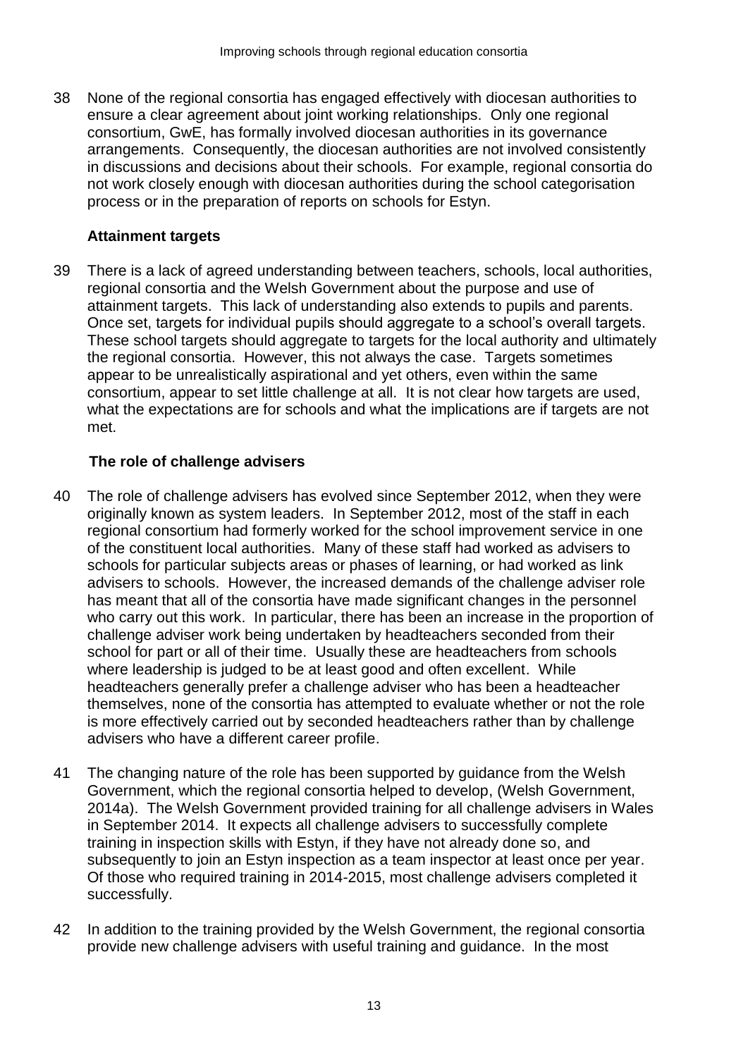38 None of the regional consortia has engaged effectively with diocesan authorities to ensure a clear agreement about joint working relationships. Only one regional consortium, GwE, has formally involved diocesan authorities in its governance arrangements. Consequently, the diocesan authorities are not involved consistently in discussions and decisions about their schools. For example, regional consortia do not work closely enough with diocesan authorities during the school categorisation process or in the preparation of reports on schools for Estyn.

### Attainment targets

39 There is a lack of agreed understanding between teachers, schools, local authorities, regional consortia and the Welsh Government about the purpose and use of attainment targets. This lack of understanding also extends to pupils and parents. Once set, targets for individual pupils should aggregate to a school's overall targets. These school targets should aggregate to targets for the local authority and ultimately the regional consortia. However, this not always the case. Targets sometimes appear to be unrealistically aspirational and yet others, even within the same consortium, appear to set little challenge at all. It is not clear how targets are used, what the expectations are for schools and what the implications are if targets are not met.

### The role of challenge advisers

40 The role of challenge advisers has evolved since September 2012, when they were originally known as system leaders. In September 2012, most of the staff in each regional consortium had formerly worked for the school improvement service in one of the constituent local authorities. Many of these staff had worked as advisers to schools for particular subjects areas or phases of learning, or had worked as link advisers to schools. However, the increased demands of the challenge adviser role has meant that all of the consortia have made significant changes in the personnel who carry out this work. In particular, there has been an increase in the proportion of challenge adviser work being undertaken by headteachers seconded from their school for part or all of their time. Usually these are headteachers from schools where leadership is judged to be at least good and often excellent. While headteachers generally prefer a challenge adviser who has been a headteacher themselves, none of the consortia has attempted to evaluate whether or not the role is more effectively carried out by seconded headteachers rather than by challenge advisers who have a different career profile.

41 The changing nature of the role has been supported by guidance from the Welsh Government, which the regional consortia helped to develop, (Welsh Government, 2014a). The Welsh Government provided training for all challenge advisers in Wales in September 2014. It expects all challenge advisers to successfully complete training in inspection skills with Estyn, if they have not already done so, and subsequently to join an Estyn inspection as a team inspector at least once per year. Of those who required training in 2014-2015, most challenge advisers completed it successfully.

42 In addition to the training provided by the Welsh Government, the regional consortia provide new challenge advisers with useful training and guidance. In the most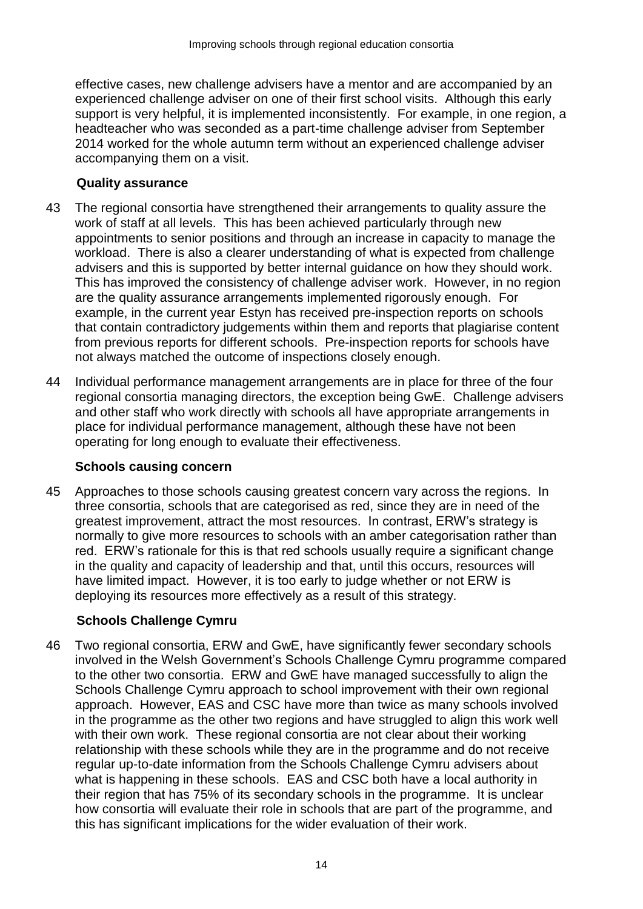effective cases, new challenge advisers have a mentor and are accompanied by an experienced challenge adviser on one of their first school visits. Although this early support is very helpful, it is implemented inconsistently. For example, in one region, a headteacher who was seconded as a part-time challenge adviser from September 2014 worked for the whole autumn term without an experienced challenge adviser accompanying them on a visit.

### Quality assurance

43 The regional consortia have strengthened their arrangements to quality assure the work of staff at all levels. This has been achieved particularly through new appointments to senior positions and through an increase in capacity to manage the workload. There is also a clearer understanding of what is expected from challenge advisers and this is supported by better internal guidance on how they should work. This has improved the consistency of challenge adviser work. However, in no region are the quality assurance arrangements implemented rigorously enough. For example, in the current year Estyn has received pre-inspection reports on schools that contain contradictory judgements within them and reports that plagiarise content from previous reports for different schools. Pre-inspection reports for schools have not always matched the outcome of inspections closely enough.

44 Individual performance management arrangements are in place for three of the four regional consortia managing directors, the exception being GwE. Challenge advisers and other staff who work directly with schools all have appropriate arrangements in place for individual performance management, although these have not been operating for long enough to evaluate their effectiveness.

### Schools causing concern

45 Approaches to those schools causing greatest concern vary across the regions. In three consortia, schools that are categorised as red, since they are in need of the greatest improvement, attract the most resources. In contrast, ERW's strategy is normally to give more resources to schools with an amber categorisation rather than red. ERW's rationale for this is that red schools usually require a significant change in the quality and capacity of leadership and that, until this occurs, resources will have limited impact. However, it is too early to judge whether or not ERW is deploying its resources more effectively as a result of this strategy.

### Schools Challenge Cymru

46 Two regional consortia, ERW and GwE, have significantly fewer secondary schools involved in the Welsh Government's Schools Challenge Cymru programme compared to the other two consortia. ERW and GwE have managed successfully to align the Schools Challenge Cymru approach to school improvement with their own regional approach. However, EAS and CSC have more than twice as many schools involved in the programme as the other two regions and have struggled to align this work well with their own work. These regional consortia are not clear about their working relationship with these schools while they are in the programme and do not receive regular up-to-date information from the Schools Challenge Cymru advisers about what is happening in these schools. EAS and CSC both have a local authority in their region that has 75% of its secondary schools in the programme. It is unclear how consortia will evaluate their role in schools that are part of the programme, and this has significant implications for the wider evaluation of their work.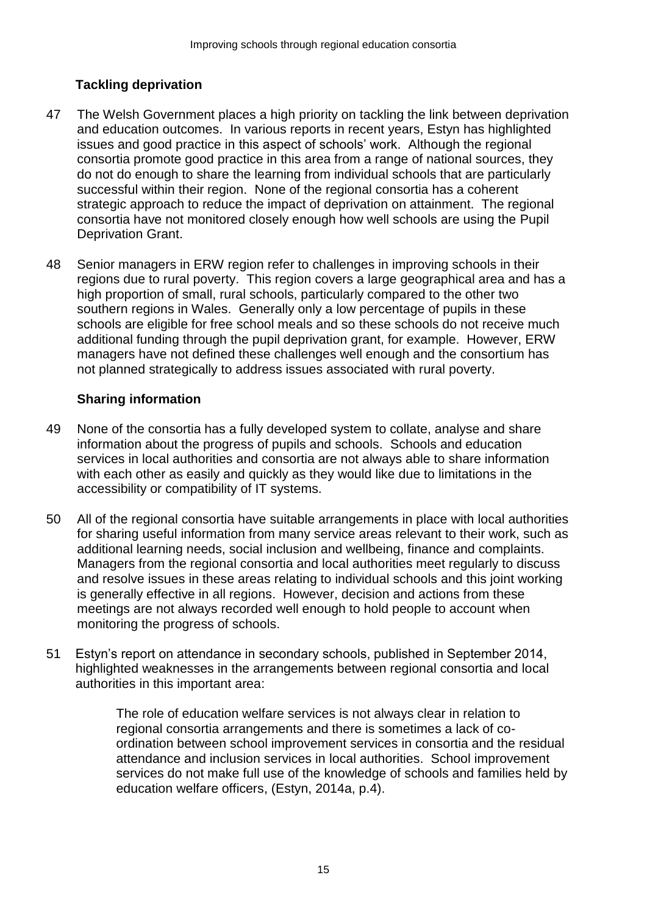### Tackling deprivation

47 The Welsh Government places a high priority on tackling the link between deprivation and education outcomes. In various reports in recent years, Estyn has highlighted issues and good practice in this aspect of schools' work. Although the regional consortia promote good practice in this area from a range of national sources, they do not do enough to share the learning from individual schools that are particularly successful within their region. None of the regional consortia has a coherent strategic approach to reduce the impact of deprivation on attainment. The regional consortia have not monitored closely enough how well schools are using the Pupil Deprivation Grant.

48 Senior managers in ERW region refer to challenges in improving schools in their regions due to rural poverty. This region covers a large geographical area and has a high proportion of small, rural schools, particularly compared to the other two southern regions in Wales. Generally only a low percentage of pupils in these schools are eligible for free school meals and so these schools do not receive much additional funding through the pupil deprivation grant, for example. However, ERW managers have not defined these challenges well enough and the consortium has not planned strategically to address issues associated with rural poverty.

### Sharing information

49 None of the consortia has a fully developed system to collate, analyse and share information about the progress of pupils and schools. Schools and education services in local authorities and consortia are not always able to share information with each other as easily and quickly as they would like due to limitations in the accessibility or compatibility of IT systems.

50 All of the regional consortia have suitable arrangements in place with local authorities for sharing useful information from many service areas relevant to their work, such as additional learning needs, social inclusion and wellbeing, finance and complaints. Managers from the regional consortia and local authorities meet regularly to discuss and resolve issues in these areas relating to individual schools and this joint working is generally effective in all regions. However, decision and actions from these meetings are not always recorded well enough to hold people to account when monitoring the progress of schools.

51 Estyn's report on attendance in secondary schools, published in September 2014, highlighted weaknesses in the arrangements between regional consortia and local authorities in this important area:

> The role of education welfare services is not always clear in relation to regional consortia arrangements and there is sometimes a lack of co-ordination between school improvement services in consortia and the residual attendance and inclusion services in local authorities. School improvement services do not make full use of the knowledge of schools and families held by education welfare officers, (Estyn, 2014a, p.4).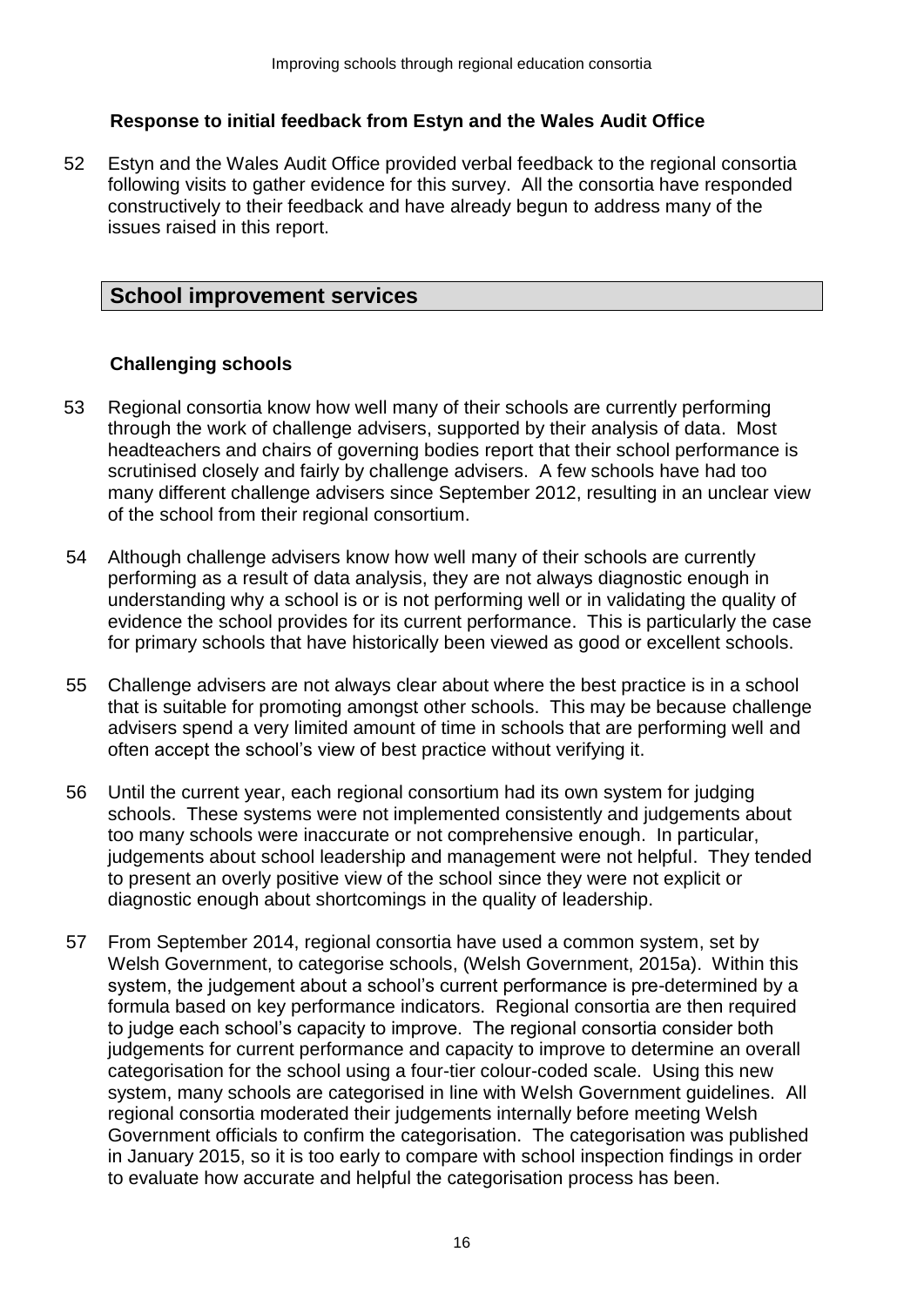### Response to initial feedback from Estyn and the Wales Audit Office

52 Estyn and the Wales Audit Office provided verbal feedback to the regional consortia following visits to gather evidence for this survey. All the consortia have responded constructively to their feedback and have already begun to address many of the issues raised in this report.

## School improvement services

### Challenging schools

53 Regional consortia know how well many of their schools are currently performing through the work of challenge advisers, supported by their analysis of data. Most headteachers and chairs of governing bodies report that their school performance is scrutinised closely and fairly by challenge advisers. A few schools have had too many different challenge advisers since September 2012, resulting in an unclear view of the school from their regional consortium.

54 Although challenge advisers know how well many of their schools are currently performing as a result of data analysis, they are not always diagnostic enough in understanding why a school is or is not performing well or in validating the quality of evidence the school provides for its current performance. This is particularly the case for primary schools that have historically been viewed as good or excellent schools.

55 Challenge advisers are not always clear about where the best practice is in a school that is suitable for promoting amongst other schools. This may be because challenge advisers spend a very limited amount of time in schools that are performing well and often accept the school's view of best practice without verifying it.

56 Until the current year, each regional consortium had its own system for judging schools. These systems were not implemented consistently and judgements about too many schools were inaccurate or not comprehensive enough. In particular, judgements about school leadership and management were not helpful. They tended to present an overly positive view of the school since they were not explicit or diagnostic enough about shortcomings in the quality of leadership.

57 From September 2014, regional consortia have used a common system, set by Welsh Government, to categorise schools, (Welsh Government, 2015a). Within this system, the judgement about a school's current performance is pre-determined by a formula based on key performance indicators. Regional consortia are then required to judge each school's capacity to improve. The regional consortia consider both judgements for current performance and capacity to improve to determine an overall categorisation for the school using a four-tier colour-coded scale. Using this new system, many schools are categorised in line with Welsh Government guidelines. All regional consortia moderated their judgements internally before meeting Welsh Government officials to confirm the categorisation. The categorisation was published in January 2015, so it is too early to compare with school inspection findings in order to evaluate how accurate and helpful the categorisation process has been.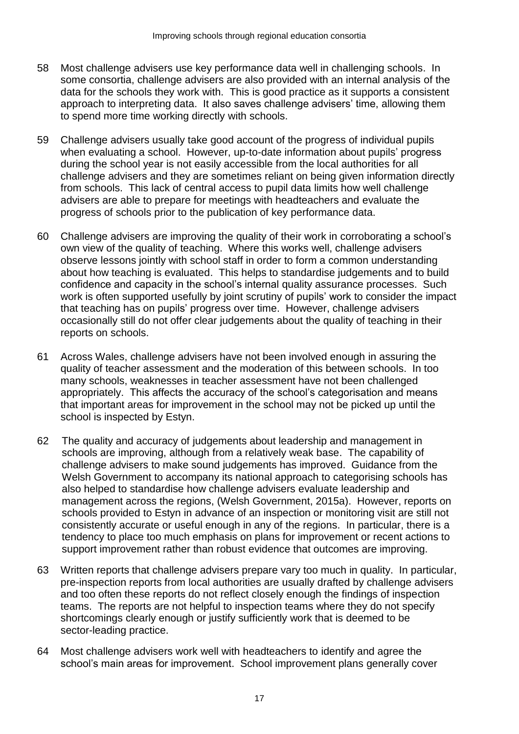58 Most challenge advisers use key performance data well in challenging schools. In some consortia, challenge advisers are also provided with an internal analysis of the data for the schools they work with. This is good practice as it supports a consistent approach to interpreting data. It also saves challenge advisers' time, allowing them to spend more time working directly with schools.

59 Challenge advisers usually take good account of the progress of individual pupils when evaluating a school. However, up-to-date information about pupils' progress during the school year is not easily accessible from the local authorities for all challenge advisers and they are sometimes reliant on being given information directly from schools. This lack of central access to pupil data limits how well challenge advisers are able to prepare for meetings with headteachers and evaluate the progress of schools prior to the publication of key performance data.

60 Challenge advisers are improving the quality of their work in corroborating a school's own view of the quality of teaching. Where this works well, challenge advisers observe lessons jointly with school staff in order to form a common understanding about how teaching is evaluated. This helps to standardise judgements and to build confidence and capacity in the school's internal quality assurance processes. Such work is often supported usefully by joint scrutiny of pupils' work to consider the impact that teaching has on pupils' progress over time. However, challenge advisers occasionally still do not offer clear judgements about the quality of teaching in their reports on schools.

61 Across Wales, challenge advisers have not been involved enough in assuring the quality of teacher assessment and the moderation of this between schools. In too many schools, weaknesses in teacher assessment have not been challenged appropriately. This affects the accuracy of the school's categorisation and means that important areas for improvement in the school may not be picked up until the school is inspected by Estyn.

62 The quality and accuracy of judgements about leadership and management in schools are improving, although from a relatively weak base. The capability of challenge advisers to make sound judgements has improved. Guidance from the Welsh Government to accompany its national approach to categorising schools has also helped to standardise how challenge advisers evaluate leadership and management across the regions, (Welsh Government, 2015a). However, reports on schools provided to Estyn in advance of an inspection or monitoring visit are still not consistently accurate or useful enough in any of the regions. In particular, there is a tendency to place too much emphasis on plans for improvement or recent actions to support improvement rather than robust evidence that outcomes are improving.

63 Written reports that challenge advisers prepare vary too much in quality. In particular, pre-inspection reports from local authorities are usually drafted by challenge advisers and too often these reports do not reflect closely enough the findings of inspection teams. The reports are not helpful to inspection teams where they do not specify shortcomings clearly enough or justify sufficiently work that is deemed to be sector-leading practice.

64 Most challenge advisers work well with headteachers to identify and agree the school's main areas for improvement. School improvement plans generally cover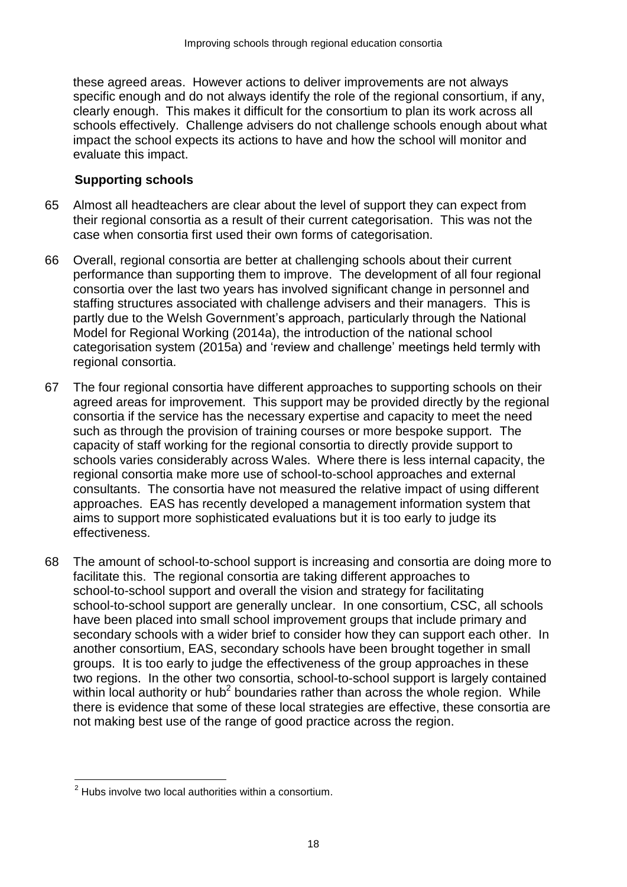these agreed areas. However actions to deliver improvements are not always specific enough and do not always identify the role of the regional consortium, if any, clearly enough. This makes it difficult for the consortium to plan its work across all schools effectively. Challenge advisers do not challenge schools enough about what impact the school expects its actions to have and how the school will monitor and evaluate this impact.

### Supporting schools

65 Almost all headteachers are clear about the level of support they can expect from their regional consortia as a result of their current categorisation. This was not the case when consortia first used their own forms of categorisation.

66 Overall, regional consortia are better at challenging schools about their current performance than supporting them to improve. The development of all four regional consortia over the last two years has involved significant change in personnel and staffing structures associated with challenge advisers and their managers. This is partly due to the Welsh Government's approach, particularly through the National Model for Regional Working (2014a), the introduction of the national school categorisation system (2015a) and 'review and challenge' meetings held termly with regional consortia.

67 The four regional consortia have different approaches to supporting schools on their agreed areas for improvement. This support may be provided directly by the regional consortia if the service has the necessary expertise and capacity to meet the need such as through the provision of training courses or more bespoke support. The capacity of staff working for the regional consortia to directly provide support to schools varies considerably across Wales. Where there is less internal capacity, the regional consortia make more use of school-to-school approaches and external consultants. The consortia have not measured the relative impact of using different approaches. EAS has recently developed a management information system that aims to support more sophisticated evaluations but it is too early to judge its effectiveness.

68 The amount of school-to-school support is increasing and consortia are doing more to facilitate this. The regional consortia are taking different approaches to school-to-school support and overall the vision and strategy for facilitating school-to-school support are generally unclear. In one consortium, CSC, all schools have been placed into small school improvement groups that include primary and secondary schools with a wider brief to consider how they can support each other. In another consortium, EAS, secondary schools have been brought together in small groups. It is too early to judge the effectiveness of the group approaches in these two regions. In the other two consortia, school-to-school support is largely contained within local authority or hub[2] boundaries rather than across the whole region. While there is evidence that some of these local strategies are effective, these consortia are not making best use of the range of good practice across the region.

---

[2] Hubs involve two local authorities within a consortium.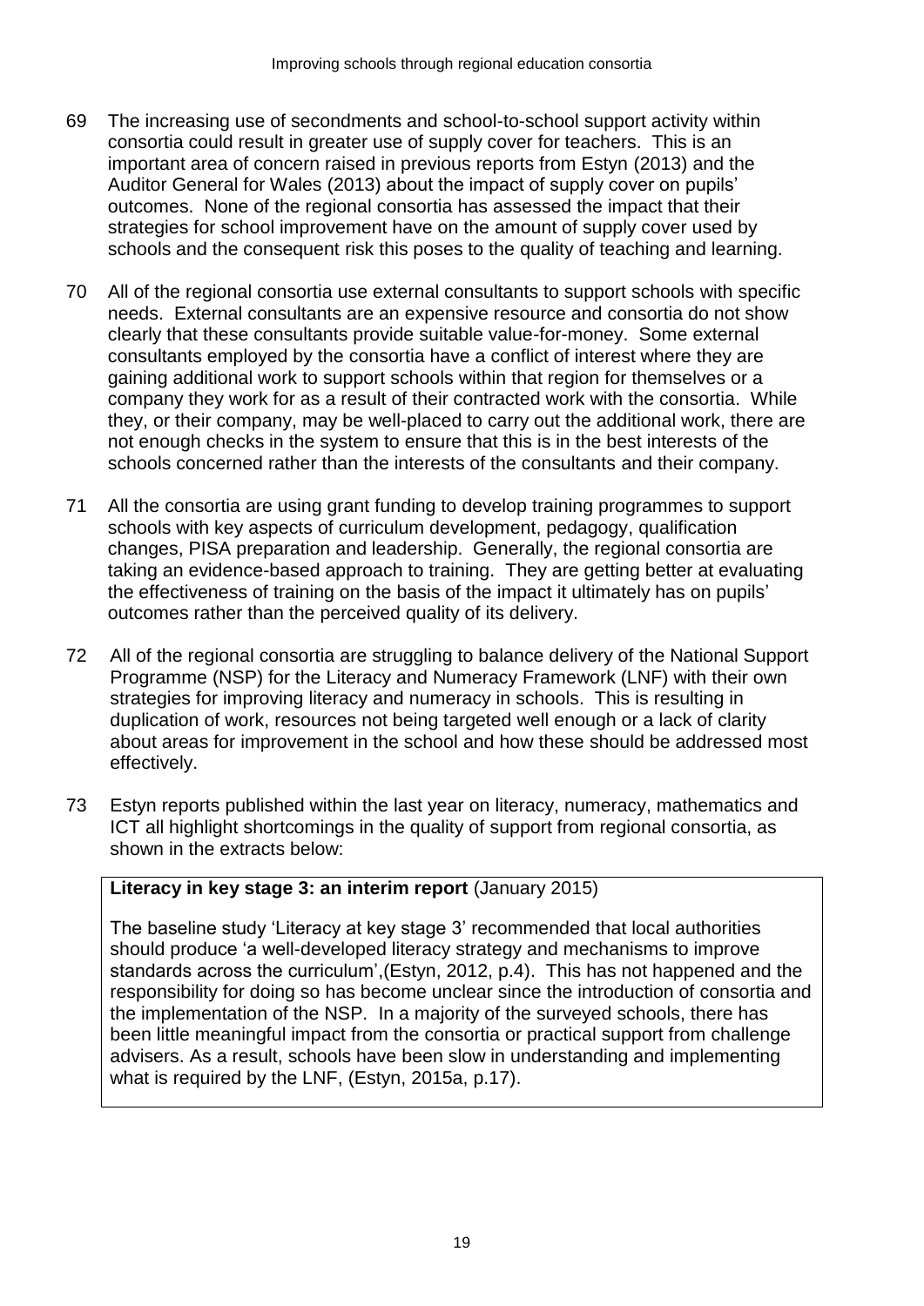69 The increasing use of secondments and school-to-school support activity within consortia could result in greater use of supply cover for teachers. This is an important area of concern raised in previous reports from Estyn (2013) and the Auditor General for Wales (2013) about the impact of supply cover on pupils' outcomes. None of the regional consortia has assessed the impact that their strategies for school improvement have on the amount of supply cover used by schools and the consequent risk this poses to the quality of teaching and learning.

70 All of the regional consortia use external consultants to support schools with specific needs. External consultants are an expensive resource and consortia do not show clearly that these consultants provide suitable value-for-money. Some external consultants employed by the consortia have a conflict of interest where they are gaining additional work to support schools within that region for themselves or a company they work for as a result of their contracted work with the consortia. While they, or their company, may be well-placed to carry out the additional work, there are not enough checks in the system to ensure that this is in the best interests of the schools concerned rather than the interests of the consultants and their company.

71 All the consortia are using grant funding to develop training programmes to support schools with key aspects of curriculum development, pedagogy, qualification changes, PISA preparation and leadership. Generally, the regional consortia are taking an evidence-based approach to training. They are getting better at evaluating the effectiveness of training on the basis of the impact it ultimately has on pupils' outcomes rather than the perceived quality of its delivery.

72 All of the regional consortia are struggling to balance delivery of the National Support Programme (NSP) for the Literacy and Numeracy Framework (LNF) with their own strategies for improving literacy and numeracy in schools. This is resulting in duplication of work, resources not being targeted well enough or a lack of clarity about areas for improvement in the school and how these should be addressed most effectively.

73 Estyn reports published within the last year on literacy, numeracy, mathematics and ICT all highlight shortcomings in the quality of support from regional consortia, as shown in the extracts below:

**Literacy in key stage 3: an interim report** (January 2015)

The baseline study 'Literacy at key stage 3' recommended that local authorities should produce 'a well-developed literacy strategy and mechanisms to improve standards across the curriculum',(Estyn, 2012, p.4). This has not happened and the responsibility for doing so has become unclear since the introduction of consortia and the implementation of the NSP. In a majority of the surveyed schools, there has been little meaningful impact from the consortia or practical support from challenge advisers. As a result, schools have been slow in understanding and implementing what is required by the LNF, (Estyn, 2015a, p.17).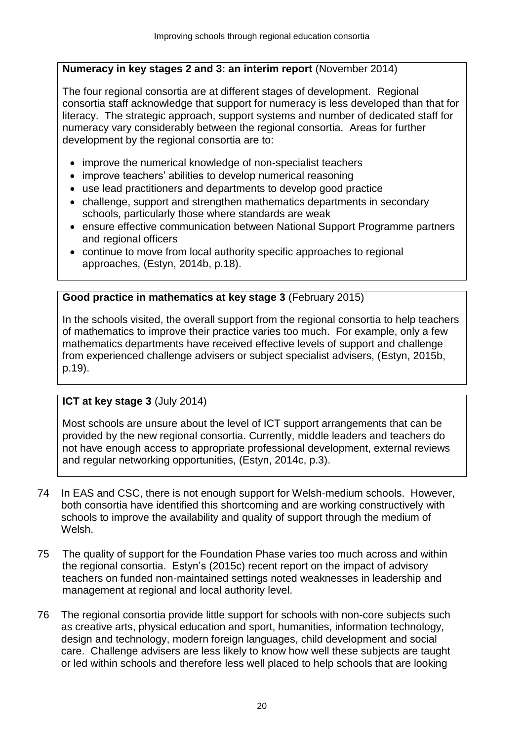**Numeracy in key stages 2 and 3: an interim report** (November 2014)

The four regional consortia are at different stages of development. Regional consortia staff acknowledge that support for numeracy is less developed than that for literacy. The strategic approach, support systems and number of dedicated staff for numeracy vary considerably between the regional consortia. Areas for further development by the regional consortia are to:

- improve the numerical knowledge of non-specialist teachers
- improve teachers' abilities to develop numerical reasoning
- use lead practitioners and departments to develop good practice
- challenge, support and strengthen mathematics departments in secondary schools, particularly those where standards are weak
- ensure effective communication between National Support Programme partners and regional officers
- continue to move from local authority specific approaches to regional approaches, (Estyn, 2014b, p.18).

**Good practice in mathematics at key stage 3** (February 2015)

In the schools visited, the overall support from the regional consortia to help teachers of mathematics to improve their practice varies too much. For example, only a few mathematics departments have received effective levels of support and challenge from experienced challenge advisers or subject specialist advisers, (Estyn, 2015b, p.19).

**ICT at key stage 3** (July 2014)

Most schools are unsure about the level of ICT support arrangements that can be provided by the new regional consortia. Currently, middle leaders and teachers do not have enough access to appropriate professional development, external reviews and regular networking opportunities, (Estyn, 2014c, p.3).

74 In EAS and CSC, there is not enough support for Welsh-medium schools. However, both consortia have identified this shortcoming and are working constructively with schools to improve the availability and quality of support through the medium of Welsh.

75 The quality of support for the Foundation Phase varies too much across and within the regional consortia. Estyn's (2015c) recent report on the impact of advisory teachers on funded non-maintained settings noted weaknesses in leadership and management at regional and local authority level.

76 The regional consortia provide little support for schools with non-core subjects such as creative arts, physical education and sport, humanities, information technology, design and technology, modern foreign languages, child development and social care. Challenge advisers are less likely to know how well these subjects are taught or led within schools and therefore less well placed to help schools that are looking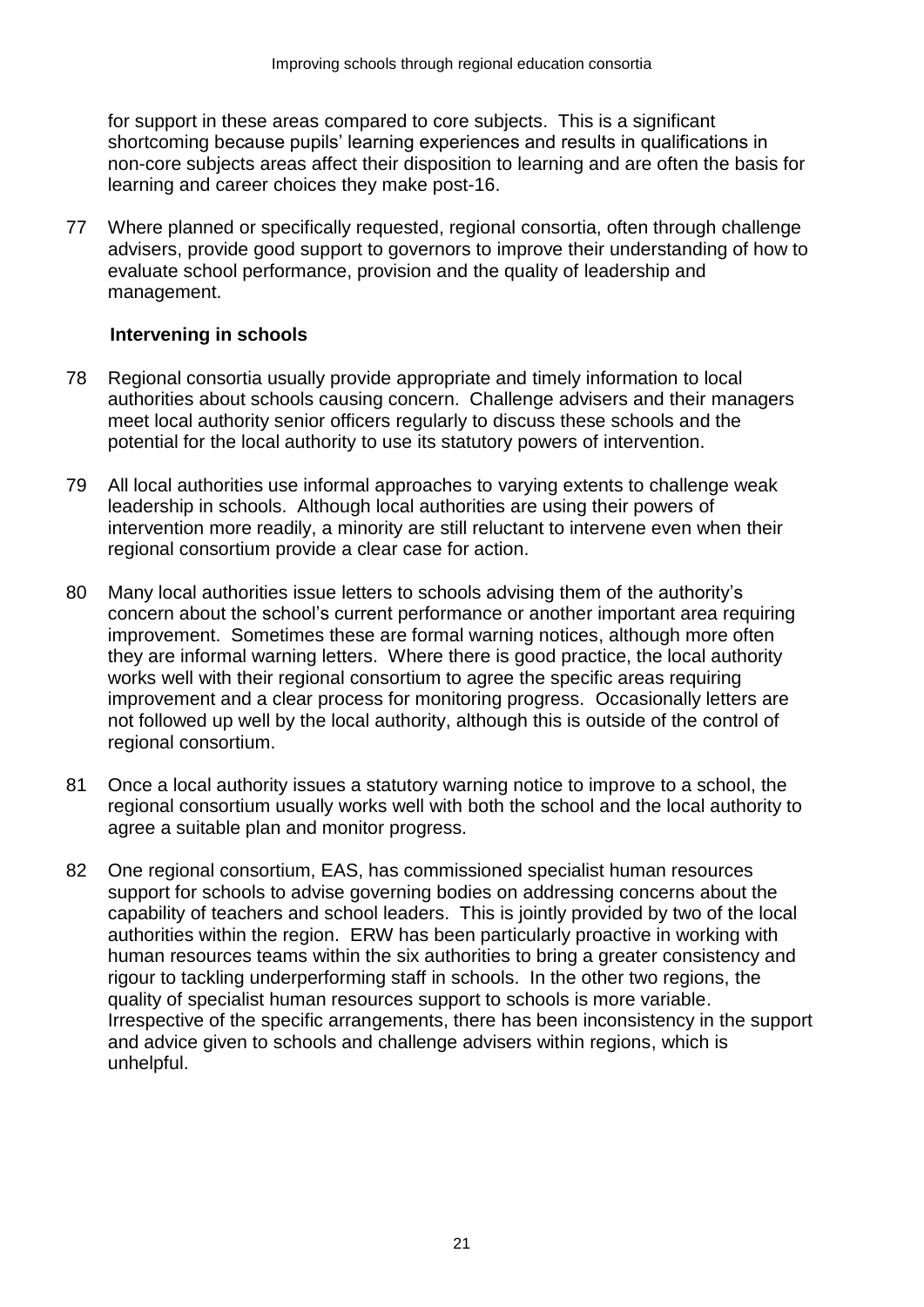for support in these areas compared to core subjects. This is a significant shortcoming because pupils' learning experiences and results in qualifications in non-core subjects areas affect their disposition to learning and are often the basis for learning and career choices they make post-16.

77 Where planned or specifically requested, regional consortia, often through challenge advisers, provide good support to governors to improve their understanding of how to evaluate school performance, provision and the quality of leadership and management.

### Intervening in schools

78 Regional consortia usually provide appropriate and timely information to local authorities about schools causing concern. Challenge advisers and their managers meet local authority senior officers regularly to discuss these schools and the potential for the local authority to use its statutory powers of intervention.

79 All local authorities use informal approaches to varying extents to challenge weak leadership in schools. Although local authorities are using their powers of intervention more readily, a minority are still reluctant to intervene even when their regional consortium provide a clear case for action.

80 Many local authorities issue letters to schools advising them of the authority's concern about the school's current performance or another important area requiring improvement. Sometimes these are formal warning notices, although more often they are informal warning letters. Where there is good practice, the local authority works well with their regional consortium to agree the specific areas requiring improvement and a clear process for monitoring progress. Occasionally letters are not followed up well by the local authority, although this is outside of the control of regional consortium.

81 Once a local authority issues a statutory warning notice to improve to a school, the regional consortium usually works well with both the school and the local authority to agree a suitable plan and monitor progress.

82 One regional consortium, EAS, has commissioned specialist human resources support for schools to advise governing bodies on addressing concerns about the capability of teachers and school leaders. This is jointly provided by two of the local authorities within the region. ERW has been particularly proactive in working with human resources teams within the six authorities to bring a greater consistency and rigour to tackling underperforming staff in schools. In the other two regions, the quality of specialist human resources support to schools is more variable. Irrespective of the specific arrangements, there has been inconsistency in the support and advice given to schools and challenge advisers within regions, which is unhelpful.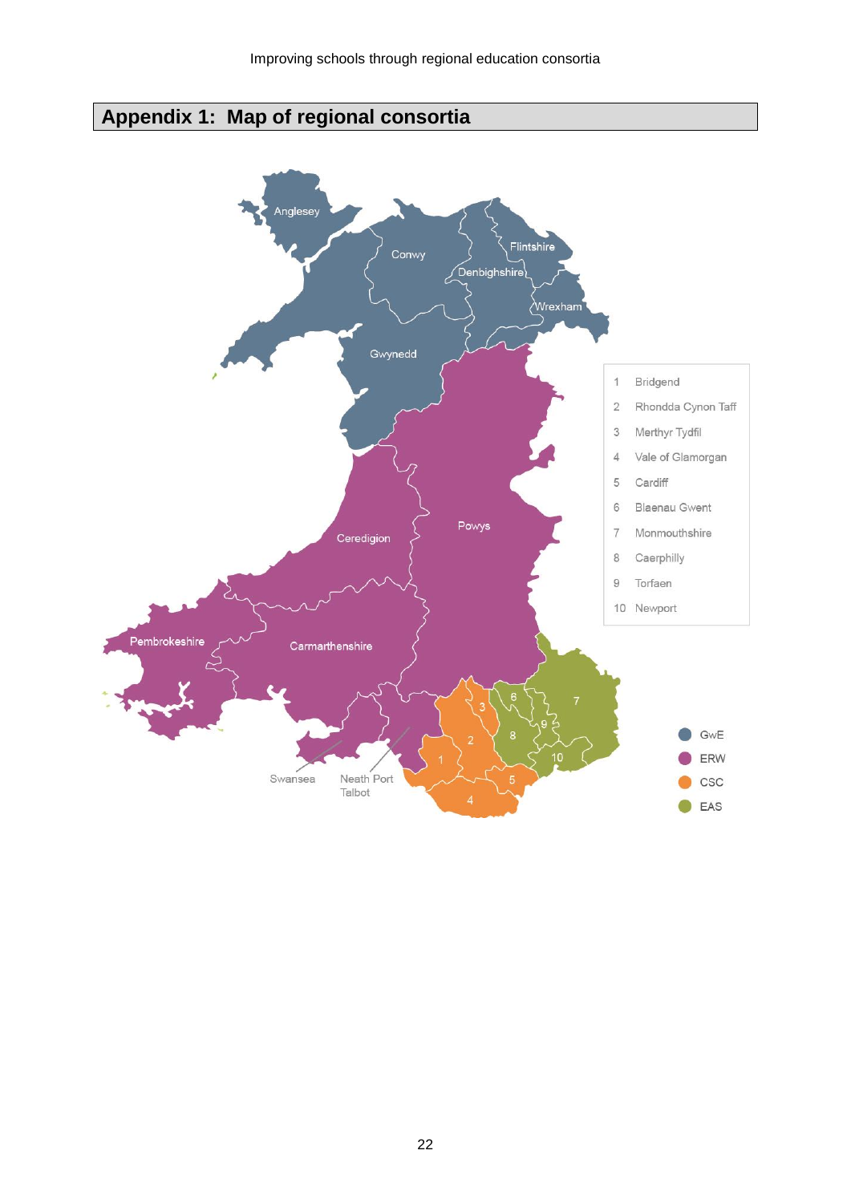# Appendix 1: Map of regional consortia

| | |
|---|---|
| 1 | Bridgend |
| 2 | Rhondda Cynon Taff |
| 3 | Merthyr Tydfil |
| 4 | Vale of Glamorgan |
| 5 | Cardiff |
| 6 | Blaenau Gwent |
| 7 | Monmouthshire |
| 8 | Caerphilly |
| 9 | Torfaen |
| 10 | Newport |

- GwE
- ERW
- CSC
- EAS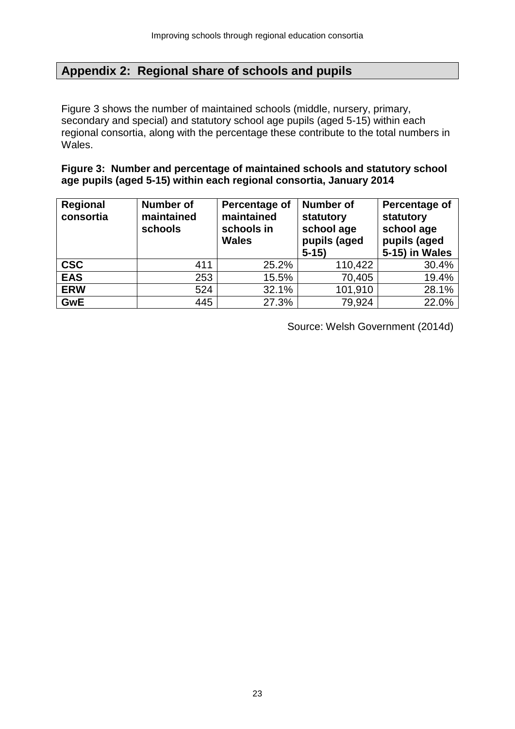## Appendix 2: Regional share of schools and pupils

Figure 3 shows the number of maintained schools (middle, nursery, primary, secondary and special) and statutory school age pupils (aged 5-15) within each regional consortia, along with the percentage these contribute to the total numbers in Wales.

**Figure 3: Number and percentage of maintained schools and statutory school age pupils (aged 5-15) within each regional consortia, January 2014**

| Regional consortia | Number of maintained schools | Percentage of maintained schools in Wales | Number of statutory school age pupils (aged 5-15) | Percentage of statutory school age pupils (aged 5-15) in Wales |
|---|---|---|---|---|
| **CSC** | 411 | 25.2% | 110,422 | 30.4% |
| **EAS** | 253 | 15.5% | 70,405 | 19.4% |
| **ERW** | 524 | 32.1% | 101,910 | 28.1% |
| **GwE** | 445 | 27.3% | 79,924 | 22.0% |

Source: Welsh Government (2014d)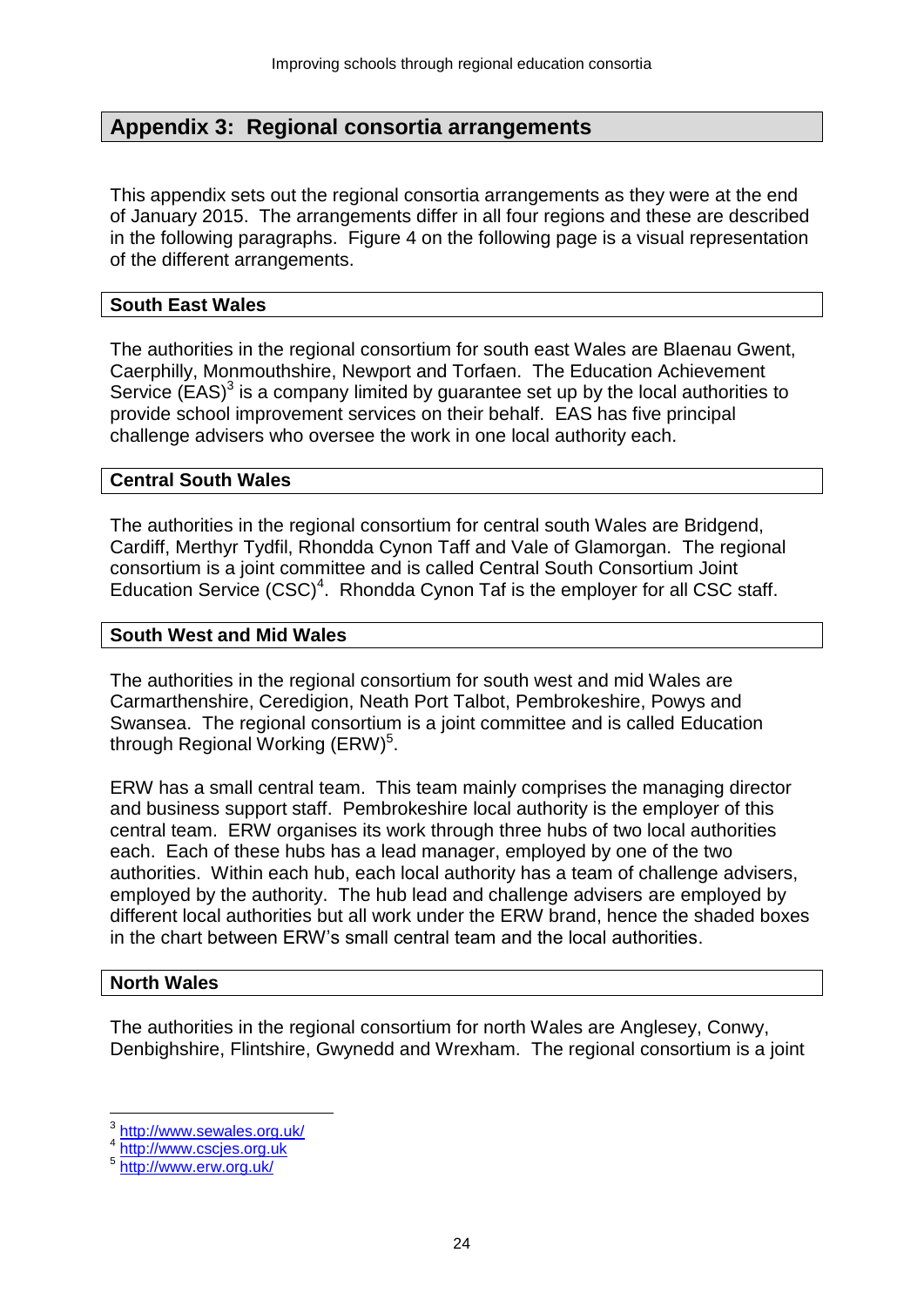## Appendix 3: Regional consortia arrangements

This appendix sets out the regional consortia arrangements as they were at the end of January 2015. The arrangements differ in all four regions and these are described in the following paragraphs. Figure 4 on the following page is a visual representation of the different arrangements.

### South East Wales

The authorities in the regional consortium for south east Wales are Blaenau Gwent, Caerphilly, Monmouthshire, Newport and Torfaen. The Education Achievement Service (EAS)[3] is a company limited by guarantee set up by the local authorities to provide school improvement services on their behalf. EAS has five principal challenge advisers who oversee the work in one local authority each.

### Central South Wales

The authorities in the regional consortium for central south Wales are Bridgend, Cardiff, Merthyr Tydfil, Rhondda Cynon Taff and Vale of Glamorgan. The regional consortium is a joint committee and is called Central South Consortium Joint Education Service (CSC)[4]. Rhondda Cynon Taf is the employer for all CSC staff.

### South West and Mid Wales

The authorities in the regional consortium for south west and mid Wales are Carmarthenshire, Ceredigion, Neath Port Talbot, Pembrokeshire, Powys and Swansea. The regional consortium is a joint committee and is called Education through Regional Working (ERW)[5].

ERW has a small central team. This team mainly comprises the managing director and business support staff. Pembrokeshire local authority is the employer of this central team. ERW organises its work through three hubs of two local authorities each. Each of these hubs has a lead manager, employed by one of the two authorities. Within each hub, each local authority has a team of challenge advisers, employed by the authority. The hub lead and challenge advisers are employed by different local authorities but all work under the ERW brand, hence the shaded boxes in the chart between ERW's small central team and the local authorities.

### North Wales

The authorities in the regional consortium for north Wales are Anglesey, Conwy, Denbighshire, Flintshire, Gwynedd and Wrexham. The regional consortium is a joint

---

[3] http://www.sewales.org.uk/
[4] http://www.cscjes.org.uk
[5] http://www.erw.org.uk/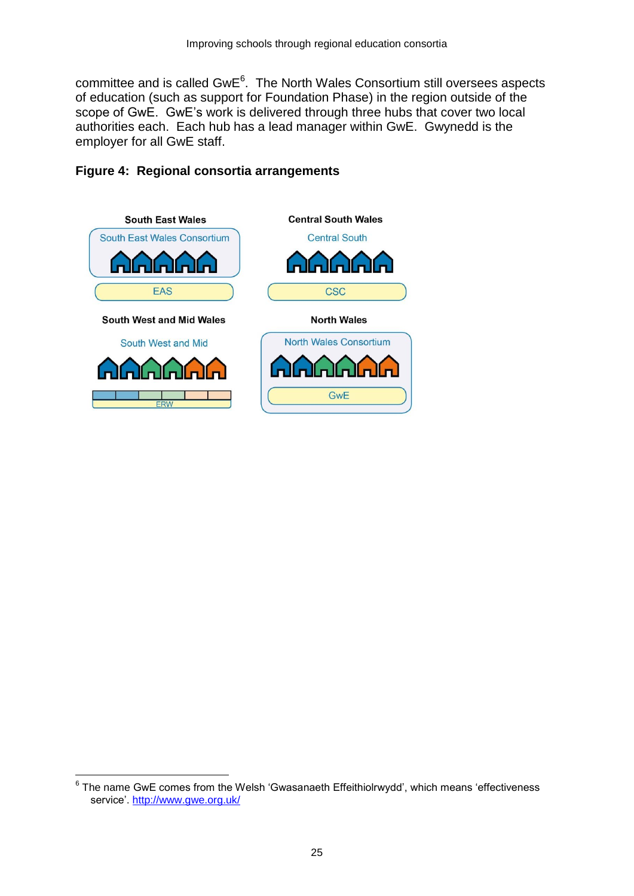committee and is called GwE[6]. The North Wales Consortium still oversees aspects of education (such as support for Foundation Phase) in the region outside of the scope of GwE. GwE's work is delivered through three hubs that cover two local authorities each. Each hub has a lead manager within GwE. Gwynedd is the employer for all GwE staff.

**Figure 4: Regional consortia arrangements**

**South East Wales**

South East Wales Consortium

EAS

**Central South Wales**

Central South

CSC

**South West and Mid Wales**

South West and Mid

ERW

**North Wales**

North Wales Consortium

GwE

---

[6] The name GwE comes from the Welsh 'Gwasanaeth Effeithiolrwydd', which means 'effectiveness service'. http://www.gwe.org.uk/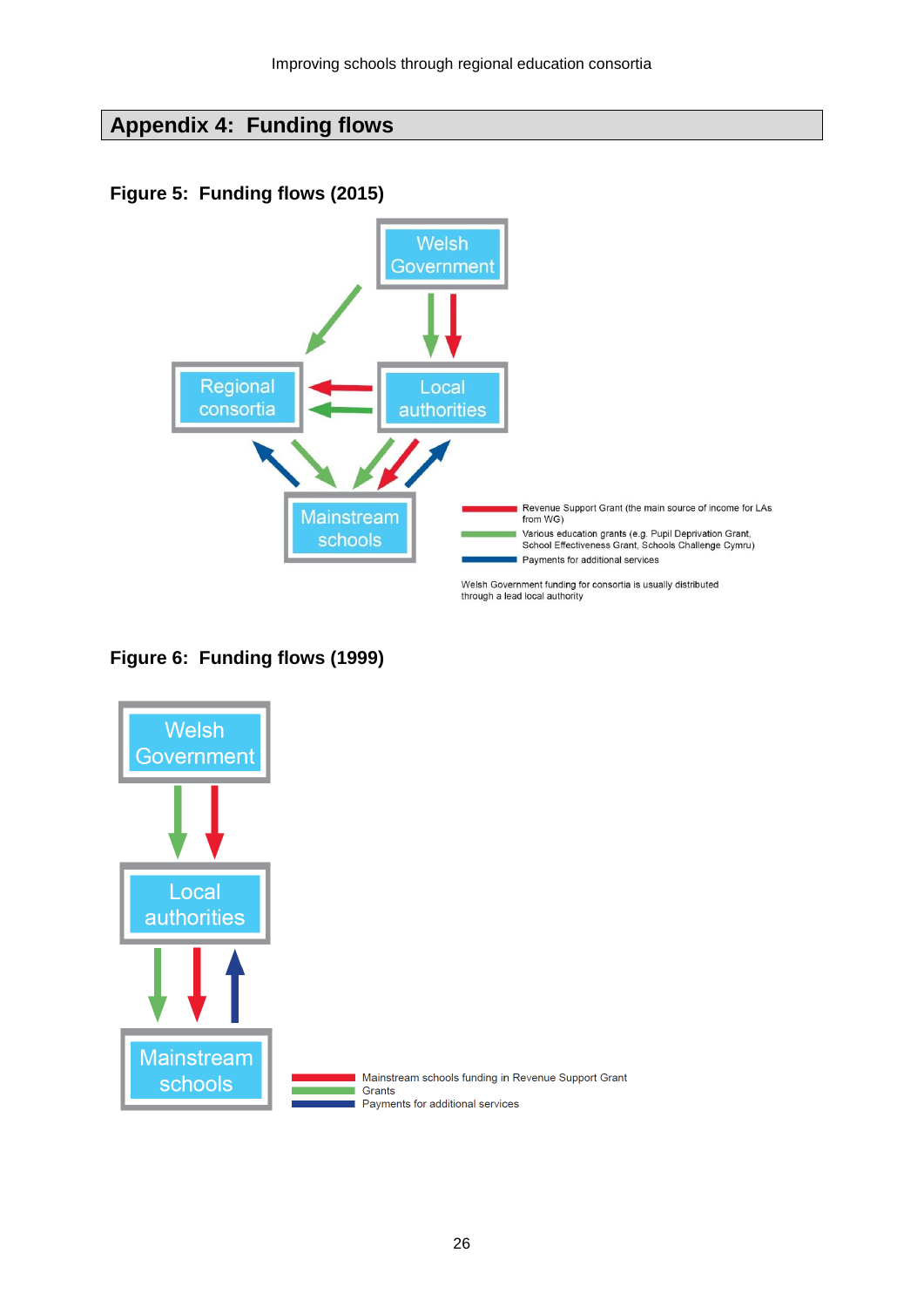# Appendix 4: Funding flows

**Figure 5: Funding flows (2015)**

Welsh Government

Regional consortia

Local authorities

Mainstream schools

Revenue Support Grant (the main source of income for LAs from WG)

Various education grants (e.g. Pupil Deprivation Grant, School Effectiveness Grant, Schools Challenge Cymru)

Payments for additional services

Welsh Government funding for consortia is usually distributed through a lead local authority

**Figure 6: Funding flows (1999)**

Welsh Government

Local authorities

Mainstream schools

Mainstream schools funding in Revenue Support Grant

Grants

Payments for additional services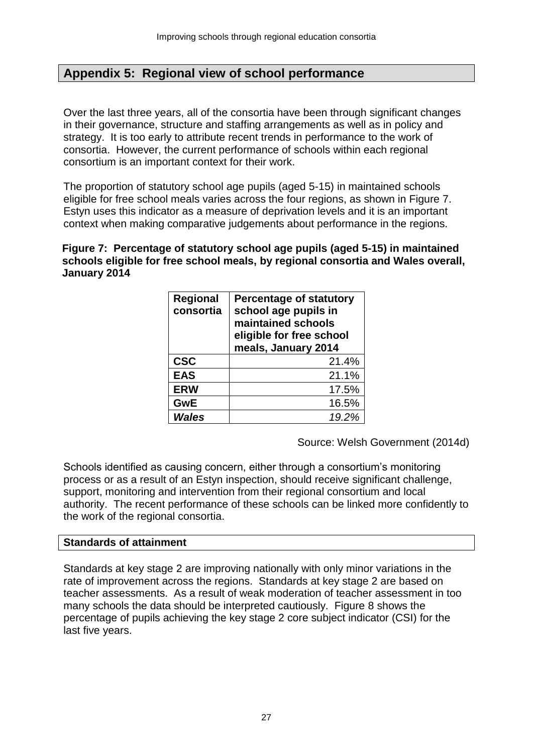## Appendix 5: Regional view of school performance

Over the last three years, all of the consortia have been through significant changes in their governance, structure and staffing arrangements as well as in policy and strategy. It is too early to attribute recent trends in performance to the work of consortia. However, the current performance of schools within each regional consortium is an important context for their work.

The proportion of statutory school age pupils (aged 5-15) in maintained schools eligible for free school meals varies across the four regions, as shown in Figure 7. Estyn uses this indicator as a measure of deprivation levels and it is an important context when making comparative judgements about performance in the regions.

**Figure 7: Percentage of statutory school age pupils (aged 5-15) in maintained schools eligible for free school meals, by regional consortia and Wales overall, January 2014**

| Regional consortia | Percentage of statutory school age pupils in maintained schools eligible for free school meals, January 2014 |
|---|---|
| **CSC** | 21.4% |
| **EAS** | 21.1% |
| **ERW** | 17.5% |
| **GwE** | 16.5% |
| ***Wales*** | *19.2%* |

Source: Welsh Government (2014d)

Schools identified as causing concern, either through a consortium's monitoring process or as a result of an Estyn inspection, should receive significant challenge, support, monitoring and intervention from their regional consortium and local authority. The recent performance of these schools can be linked more confidently to the work of the regional consortia.

### Standards of attainment

Standards at key stage 2 are improving nationally with only minor variations in the rate of improvement across the regions. Standards at key stage 2 are based on teacher assessments. As a result of weak moderation of teacher assessment in too many schools the data should be interpreted cautiously. Figure 8 shows the percentage of pupils achieving the key stage 2 core subject indicator (CSI) for the last five years.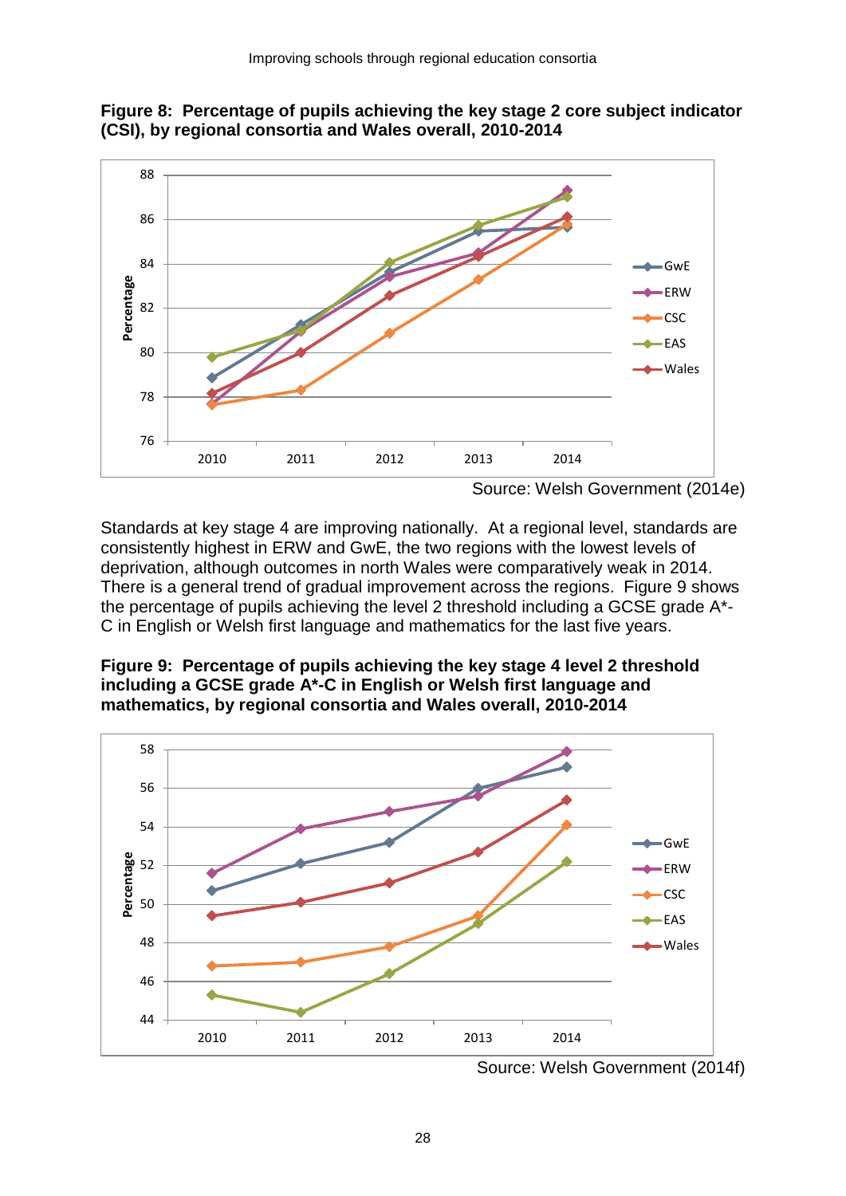**Figure 8: Percentage of pupils achieving the key stage 2 core subject indicator (CSI), by regional consortia and Wales overall, 2010-2014**

Source: Welsh Government (2014e)

Standards at key stage 4 are improving nationally. At a regional level, standards are consistently highest in ERW and GwE, the two regions with the lowest levels of deprivation, although outcomes in north Wales were comparatively weak in 2014. There is a general trend of gradual improvement across the regions. Figure 9 shows the percentage of pupils achieving the level 2 threshold including a GCSE grade A*-C in English or Welsh first language and mathematics for the last five years.

**Figure 9: Percentage of pupils achieving the key stage 4 level 2 threshold including a GCSE grade A*-C in English or Welsh first language and mathematics, by regional consortia and Wales overall, 2010-2014**

Source: Welsh Government (2014f)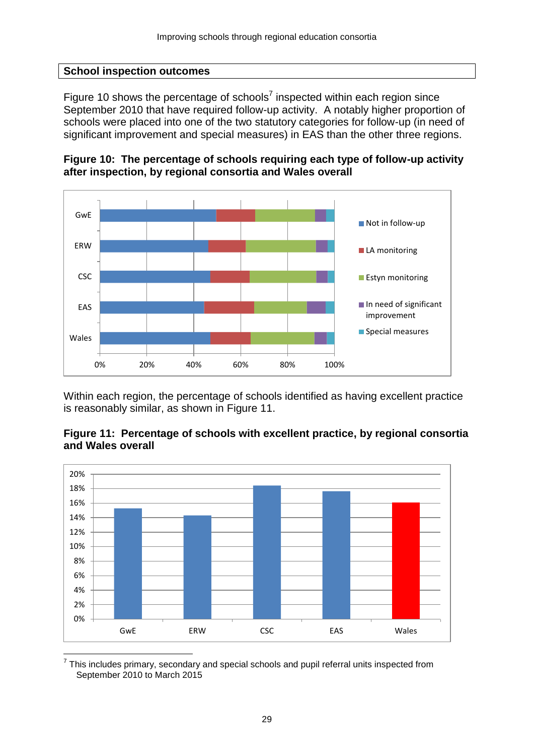## School inspection outcomes

Figure 10 shows the percentage of schools[7] inspected within each region since September 2010 that have required follow-up activity. A notably higher proportion of schools were placed into one of the two statutory categories for follow-up (in need of significant improvement and special measures) in EAS than the other three regions.

**Figure 10: The percentage of schools requiring each type of follow-up activity after inspection, by regional consortia and Wales overall**

Within each region, the percentage of schools identified as having excellent practice is reasonably similar, as shown in Figure 11.

**Figure 11: Percentage of schools with excellent practice, by regional consortia and Wales overall**

[7] This includes primary, secondary and special schools and pupil referral units inspected from September 2010 to March 2015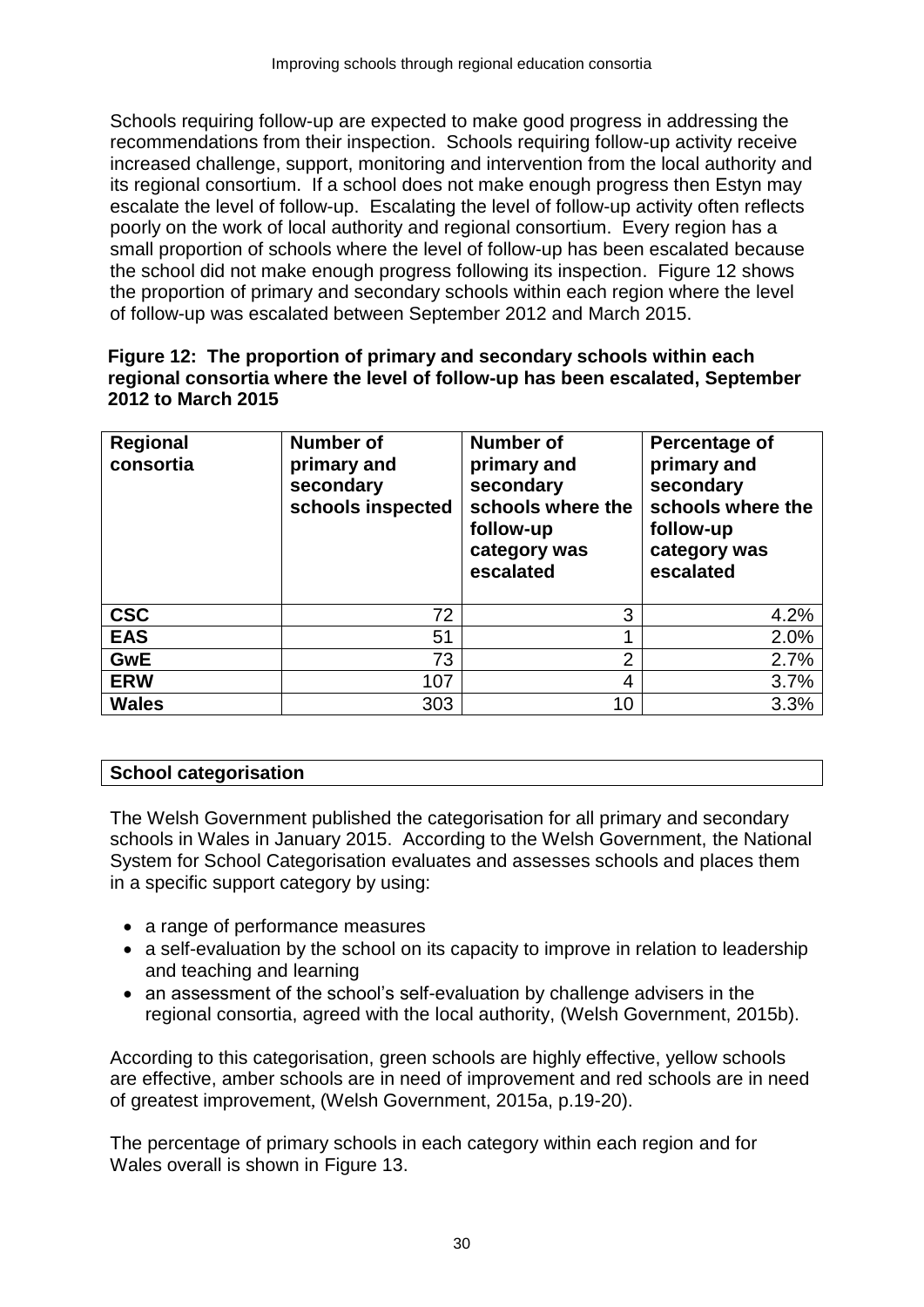Schools requiring follow-up are expected to make good progress in addressing the recommendations from their inspection. Schools requiring follow-up activity receive increased challenge, support, monitoring and intervention from the local authority and its regional consortium. If a school does not make enough progress then Estyn may escalate the level of follow-up. Escalating the level of follow-up activity often reflects poorly on the work of local authority and regional consortium. Every region has a small proportion of schools where the level of follow-up has been escalated because the school did not make enough progress following its inspection. Figure 12 shows the proportion of primary and secondary schools within each region where the level of follow-up was escalated between September 2012 and March 2015.

**Figure 12: The proportion of primary and secondary schools within each regional consortia where the level of follow-up has been escalated, September 2012 to March 2015**

| Regional consortia | Number of primary and secondary schools inspected | Number of primary and secondary schools where the follow-up category was escalated | Percentage of primary and secondary schools where the follow-up category was escalated |
|---|---|---|---|
| **CSC** | 72 | 3 | 4.2% |
| **EAS** | 51 | 1 | 2.0% |
| **GwE** | 73 | 2 | 2.7% |
| **ERW** | 107 | 4 | 3.7% |
| **Wales** | 303 | 10 | 3.3% |

## School categorisation

The Welsh Government published the categorisation for all primary and secondary schools in Wales in January 2015. According to the Welsh Government, the National System for School Categorisation evaluates and assesses schools and places them in a specific support category by using:

- a range of performance measures
- a self-evaluation by the school on its capacity to improve in relation to leadership and teaching and learning
- an assessment of the school's self-evaluation by challenge advisers in the regional consortia, agreed with the local authority, (Welsh Government, 2015b).

According to this categorisation, green schools are highly effective, yellow schools are effective, amber schools are in need of improvement and red schools are in need of greatest improvement, (Welsh Government, 2015a, p.19-20).

The percentage of primary schools in each category within each region and for Wales overall is shown in Figure 13.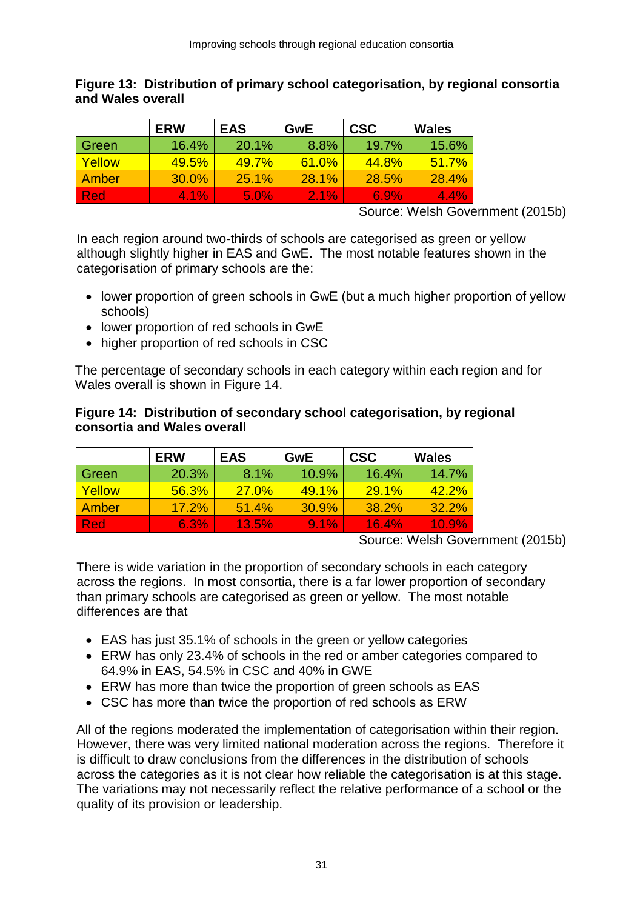**Figure 13: Distribution of primary school categorisation, by regional consortia and Wales overall**

| | ERW | EAS | GwE | CSC | Wales |
|---|---|---|---|---|---|
| Green | 16.4% | 20.1% | 8.8% | 19.7% | 15.6% |
| Yellow | 49.5% | 49.7% | 61.0% | 44.8% | 51.7% |
| Amber | 30.0% | 25.1% | 28.1% | 28.5% | 28.4% |
| Red | 4.1% | 5.0% | 2.1% | 6.9% | 4.4% |

Source: Welsh Government (2015b)

In each region around two-thirds of schools are categorised as green or yellow although slightly higher in EAS and GwE. The most notable features shown in the categorisation of primary schools are the:

- lower proportion of green schools in GwE (but a much higher proportion of yellow schools)
- lower proportion of red schools in GwE
- higher proportion of red schools in CSC

The percentage of secondary schools in each category within each region and for Wales overall is shown in Figure 14.

**Figure 14: Distribution of secondary school categorisation, by regional consortia and Wales overall**

| | ERW | EAS | GwE | CSC | Wales |
|---|---|---|---|---|---|
| Green | 20.3% | 8.1% | 10.9% | 16.4% | 14.7% |
| Yellow | 56.3% | 27.0% | 49.1% | 29.1% | 42.2% |
| Amber | 17.2% | 51.4% | 30.9% | 38.2% | 32.2% |
| Red | 6.3% | 13.5% | 9.1% | 16.4% | 10.9% |

Source: Welsh Government (2015b)

There is wide variation in the proportion of secondary schools in each category across the regions. In most consortia, there is a far lower proportion of secondary than primary schools are categorised as green or yellow. The most notable differences are that

- EAS has just 35.1% of schools in the green or yellow categories
- ERW has only 23.4% of schools in the red or amber categories compared to 64.9% in EAS, 54.5% in CSC and 40% in GWE
- ERW has more than twice the proportion of green schools as EAS
- CSC has more than twice the proportion of red schools as ERW

All of the regions moderated the implementation of categorisation within their region. However, there was very limited national moderation across the regions. Therefore it is difficult to draw conclusions from the differences in the distribution of schools across the categories as it is not clear how reliable the categorisation is at this stage. The variations may not necessarily reflect the relative performance of a school or the quality of its provision or leadership.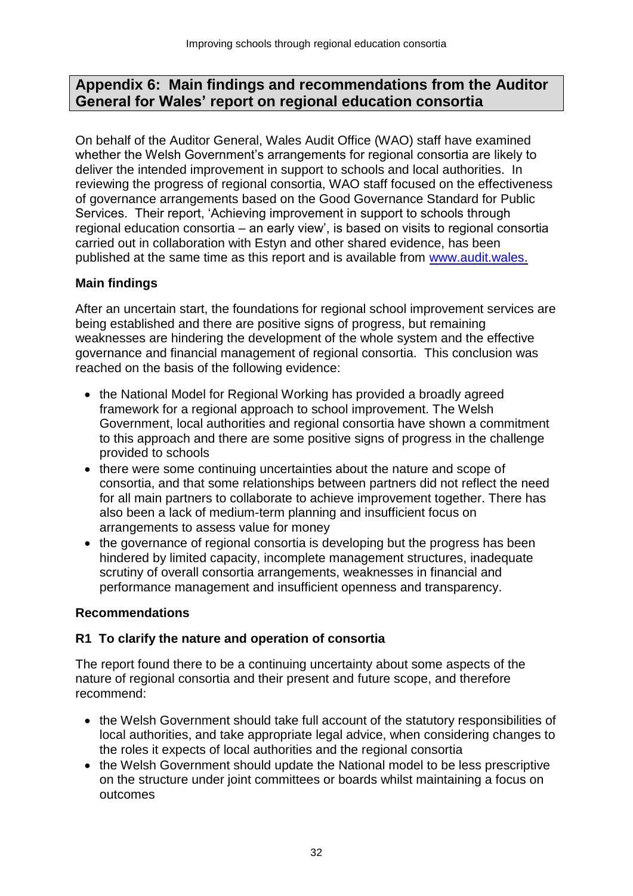## Appendix 6: Main findings and recommendations from the Auditor General for Wales' report on regional education consortia

On behalf of the Auditor General, Wales Audit Office (WAO) staff have examined whether the Welsh Government's arrangements for regional consortia are likely to deliver the intended improvement in support to schools and local authorities. In reviewing the progress of regional consortia, WAO staff focused on the effectiveness of governance arrangements based on the Good Governance Standard for Public Services. Their report, 'Achieving improvement in support to schools through regional education consortia – an early view', is based on visits to regional consortia carried out in collaboration with Estyn and other shared evidence, has been published at the same time as this report and is available from [www.audit.wales](www.audit.wales).

**Main findings**

After an uncertain start, the foundations for regional school improvement services are being established and there are positive signs of progress, but remaining weaknesses are hindering the development of the whole system and the effective governance and financial management of regional consortia. This conclusion was reached on the basis of the following evidence:

- the National Model for Regional Working has provided a broadly agreed framework for a regional approach to school improvement. The Welsh Government, local authorities and regional consortia have shown a commitment to this approach and there are some positive signs of progress in the challenge provided to schools
- there were some continuing uncertainties about the nature and scope of consortia, and that some relationships between partners did not reflect the need for all main partners to collaborate to achieve improvement together. There has also been a lack of medium-term planning and insufficient focus on arrangements to assess value for money
- the governance of regional consortia is developing but the progress has been hindered by limited capacity, incomplete management structures, inadequate scrutiny of overall consortia arrangements, weaknesses in financial and performance management and insufficient openness and transparency.

**Recommendations**

**R1 To clarify the nature and operation of consortia**

The report found there to be a continuing uncertainty about some aspects of the nature of regional consortia and their present and future scope, and therefore recommend:

- the Welsh Government should take full account of the statutory responsibilities of local authorities, and take appropriate legal advice, when considering changes to the roles it expects of local authorities and the regional consortia
- the Welsh Government should update the National model to be less prescriptive on the structure under joint committees or boards whilst maintaining a focus on outcomes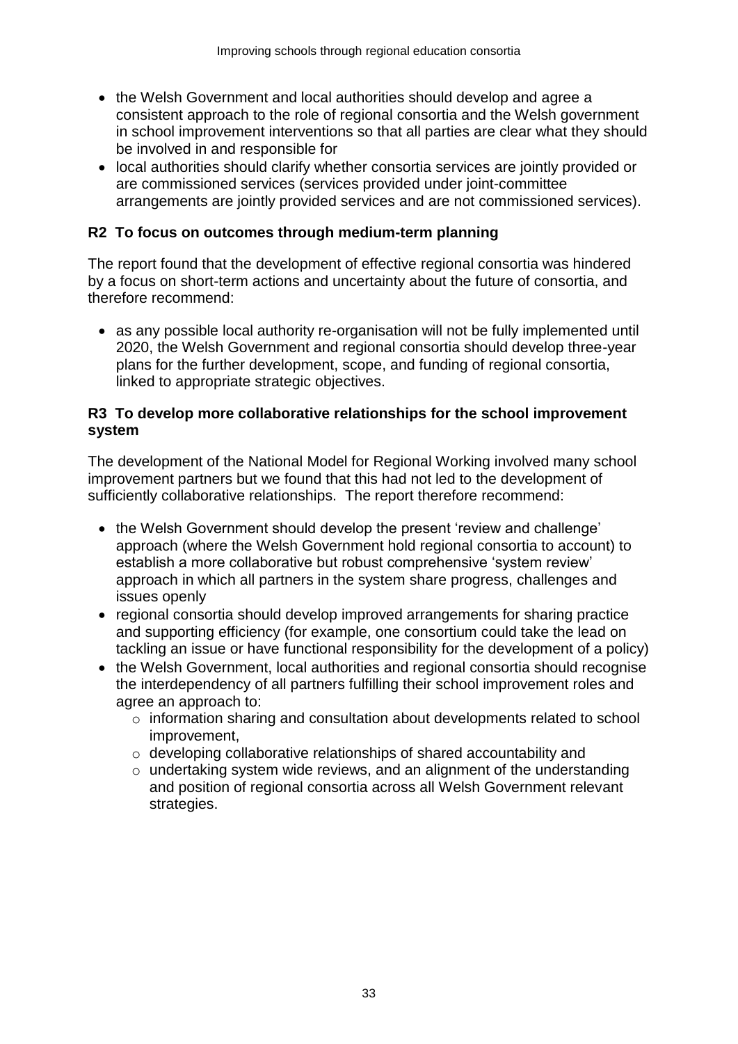- the Welsh Government and local authorities should develop and agree a consistent approach to the role of regional consortia and the Welsh government in school improvement interventions so that all parties are clear what they should be involved in and responsible for
- local authorities should clarify whether consortia services are jointly provided or are commissioned services (services provided under joint-committee arrangements are jointly provided services and are not commissioned services).

**R2 To focus on outcomes through medium-term planning**

The report found that the development of effective regional consortia was hindered by a focus on short-term actions and uncertainty about the future of consortia, and therefore recommend:

- as any possible local authority re-organisation will not be fully implemented until 2020, the Welsh Government and regional consortia should develop three-year plans for the further development, scope, and funding of regional consortia, linked to appropriate strategic objectives.

**R3 To develop more collaborative relationships for the school improvement system**

The development of the National Model for Regional Working involved many school improvement partners but we found that this had not led to the development of sufficiently collaborative relationships. The report therefore recommend:

- the Welsh Government should develop the present 'review and challenge' approach (where the Welsh Government hold regional consortia to account) to establish a more collaborative but robust comprehensive 'system review' approach in which all partners in the system share progress, challenges and issues openly
- regional consortia should develop improved arrangements for sharing practice and supporting efficiency (for example, one consortium could take the lead on tackling an issue or have functional responsibility for the development of a policy)
- the Welsh Government, local authorities and regional consortia should recognise the interdependency of all partners fulfilling their school improvement roles and agree an approach to:
    - information sharing and consultation about developments related to school improvement,
    - developing collaborative relationships of shared accountability and
    - undertaking system wide reviews, and an alignment of the understanding and position of regional consortia across all Welsh Government relevant strategies.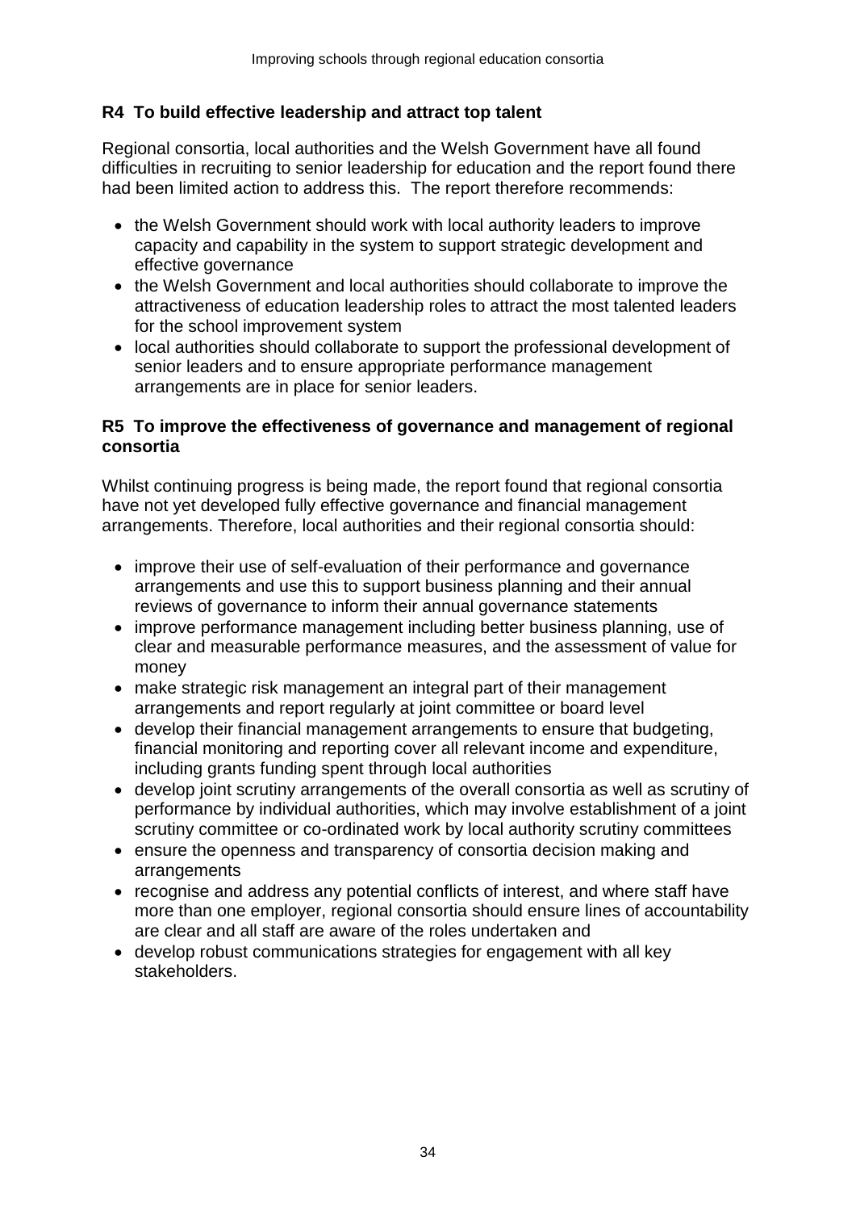### R4 To build effective leadership and attract top talent

Regional consortia, local authorities and the Welsh Government have all found difficulties in recruiting to senior leadership for education and the report found there had been limited action to address this. The report therefore recommends:

- the Welsh Government should work with local authority leaders to improve capacity and capability in the system to support strategic development and effective governance
- the Welsh Government and local authorities should collaborate to improve the attractiveness of education leadership roles to attract the most talented leaders for the school improvement system
- local authorities should collaborate to support the professional development of senior leaders and to ensure appropriate performance management arrangements are in place for senior leaders.

### R5 To improve the effectiveness of governance and management of regional consortia

Whilst continuing progress is being made, the report found that regional consortia have not yet developed fully effective governance and financial management arrangements. Therefore, local authorities and their regional consortia should:

- improve their use of self-evaluation of their performance and governance arrangements and use this to support business planning and their annual reviews of governance to inform their annual governance statements
- improve performance management including better business planning, use of clear and measurable performance measures, and the assessment of value for money
- make strategic risk management an integral part of their management arrangements and report regularly at joint committee or board level
- develop their financial management arrangements to ensure that budgeting, financial monitoring and reporting cover all relevant income and expenditure, including grants funding spent through local authorities
- develop joint scrutiny arrangements of the overall consortia as well as scrutiny of performance by individual authorities, which may involve establishment of a joint scrutiny committee or co-ordinated work by local authority scrutiny committees
- ensure the openness and transparency of consortia decision making and arrangements
- recognise and address any potential conflicts of interest, and where staff have more than one employer, regional consortia should ensure lines of accountability are clear and all staff are aware of the roles undertaken and
- develop robust communications strategies for engagement with all key stakeholders.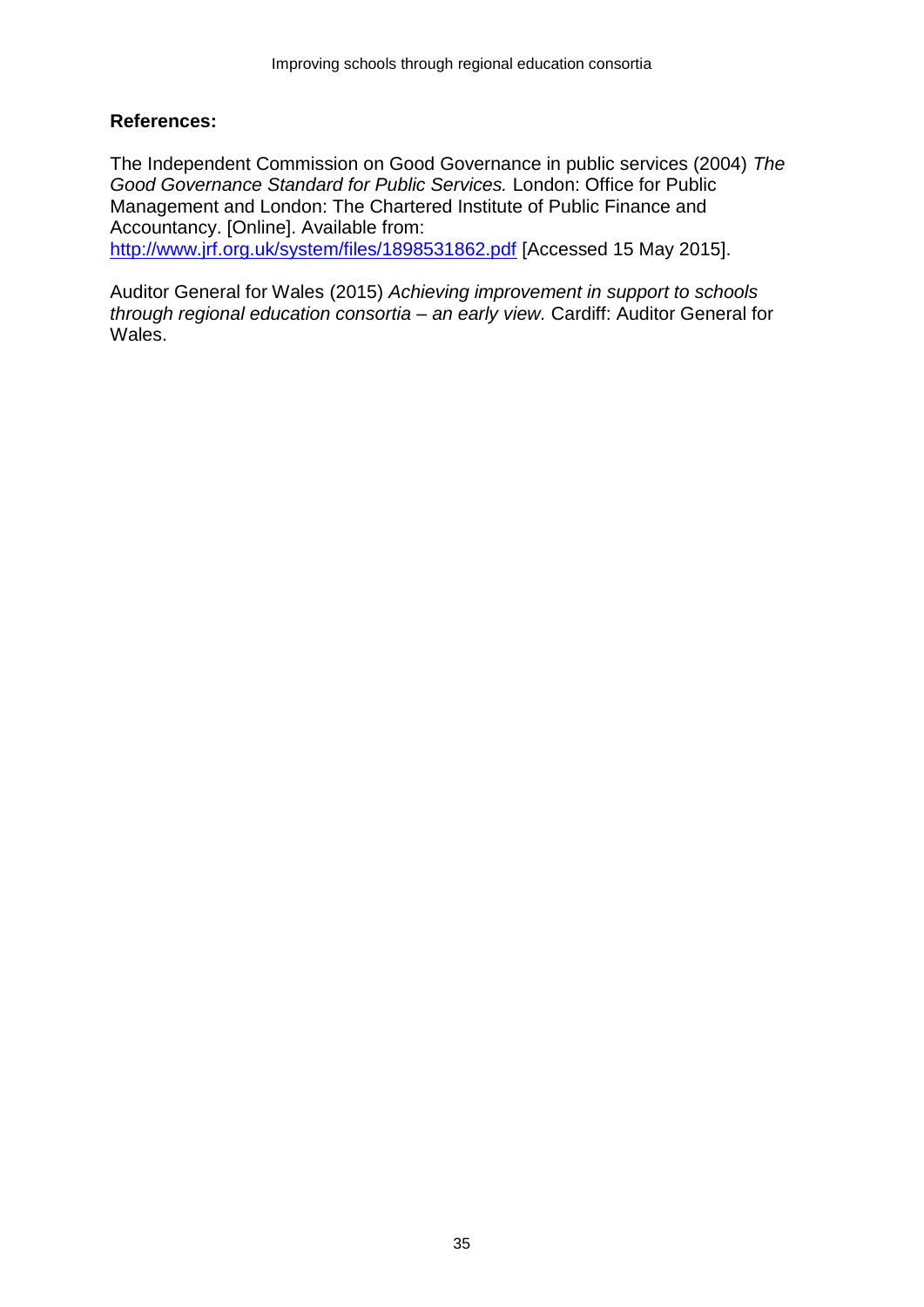**References:**

The Independent Commission on Good Governance in public services (2004) *The Good Governance Standard for Public Services.* London: Office for Public Management and London: The Chartered Institute of Public Finance and Accountancy. [Online]. Available from: http://www.jrf.org.uk/system/files/1898531862.pdf [Accessed 15 May 2015].

Auditor General for Wales (2015) *Achieving improvement in support to schools through regional education consortia – an early view.* Cardiff: Auditor General for Wales.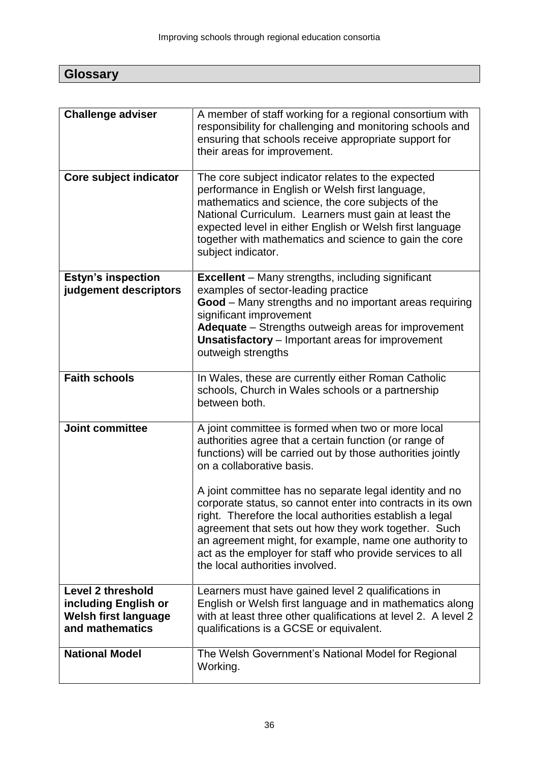## Glossary

| | |
|---|---|
| **Challenge adviser** | A member of staff working for a regional consortium with responsibility for challenging and monitoring schools and ensuring that schools receive appropriate support for their areas for improvement. |
| **Core subject indicator** | The core subject indicator relates to the expected performance in English or Welsh first language, mathematics and science, the core subjects of the National Curriculum. Learners must gain at least the expected level in either English or Welsh first language together with mathematics and science to gain the core subject indicator. |
| **Estyn's inspection judgement descriptors** | **Excellent** – Many strengths, including significant examples of sector-leading practice<br>**Good** – Many strengths and no important areas requiring significant improvement<br>**Adequate** – Strengths outweigh areas for improvement<br>**Unsatisfactory** – Important areas for improvement outweigh strengths |
| **Faith schools** | In Wales, these are currently either Roman Catholic schools, Church in Wales schools or a partnership between both. |
| **Joint committee** | A joint committee is formed when two or more local authorities agree that a certain function (or range of functions) will be carried out by those authorities jointly on a collaborative basis.<br><br>A joint committee has no separate legal identity and no corporate status, so cannot enter into contracts in its own right. Therefore the local authorities establish a legal agreement that sets out how they work together. Such an agreement might, for example, name one authority to act as the employer for staff who provide services to all the local authorities involved. |
| **Level 2 threshold including English or Welsh first language and mathematics** | Learners must have gained level 2 qualifications in English or Welsh first language and in mathematics along with at least three other qualifications at level 2. A level 2 qualifications is a GCSE or equivalent. |
| **National Model** | The Welsh Government's National Model for Regional Working. |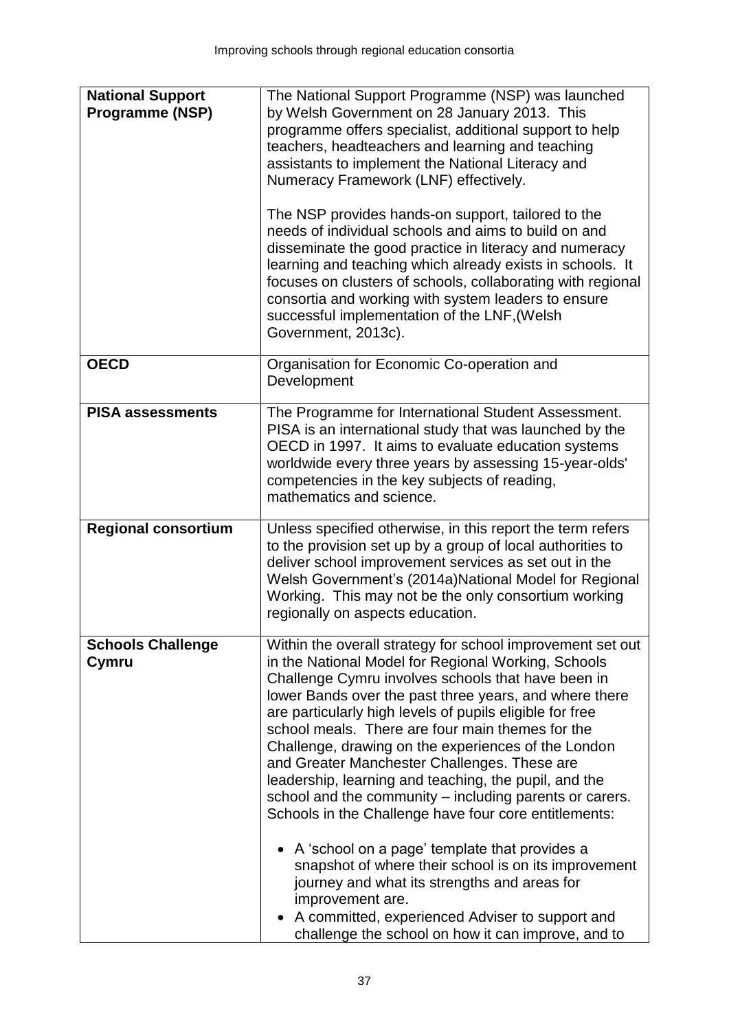| | |
|---|---|
| **National Support Programme (NSP)** | The National Support Programme (NSP) was launched by Welsh Government on 28 January 2013. This programme offers specialist, additional support to help teachers, headteachers and learning and teaching assistants to implement the National Literacy and Numeracy Framework (LNF) effectively.<br><br>The NSP provides hands-on support, tailored to the needs of individual schools and aims to build on and disseminate the good practice in literacy and numeracy learning and teaching which already exists in schools. It focuses on clusters of schools, collaborating with regional consortia and working with system leaders to ensure successful implementation of the LNF,(Welsh Government, 2013c). |
| **OECD** | Organisation for Economic Co-operation and Development |
| **PISA assessments** | The Programme for International Student Assessment. PISA is an international study that was launched by the OECD in 1997. It aims to evaluate education systems worldwide every three years by assessing 15-year-olds' competencies in the key subjects of reading, mathematics and science. |
| **Regional consortium** | Unless specified otherwise, in this report the term refers to the provision set up by a group of local authorities to deliver school improvement services as set out in the Welsh Government's (2014a)National Model for Regional Working. This may not be the only consortium working regionally on aspects education. |
| **Schools Challenge Cymru** | Within the overall strategy for school improvement set out in the National Model for Regional Working, Schools Challenge Cymru involves schools that have been in lower Bands over the past three years, and where there are particularly high levels of pupils eligible for free school meals. There are four main themes for the Challenge, drawing on the experiences of the London and Greater Manchester Challenges. These are leadership, learning and teaching, the pupil, and the school and the community – including parents or carers. Schools in the Challenge have four core entitlements:<br><br>• A 'school on a page' template that provides a snapshot of where their school is on its improvement journey and what its strengths and areas for improvement are.<br>• A committed, experienced Adviser to support and challenge the school on how it can improve, and to |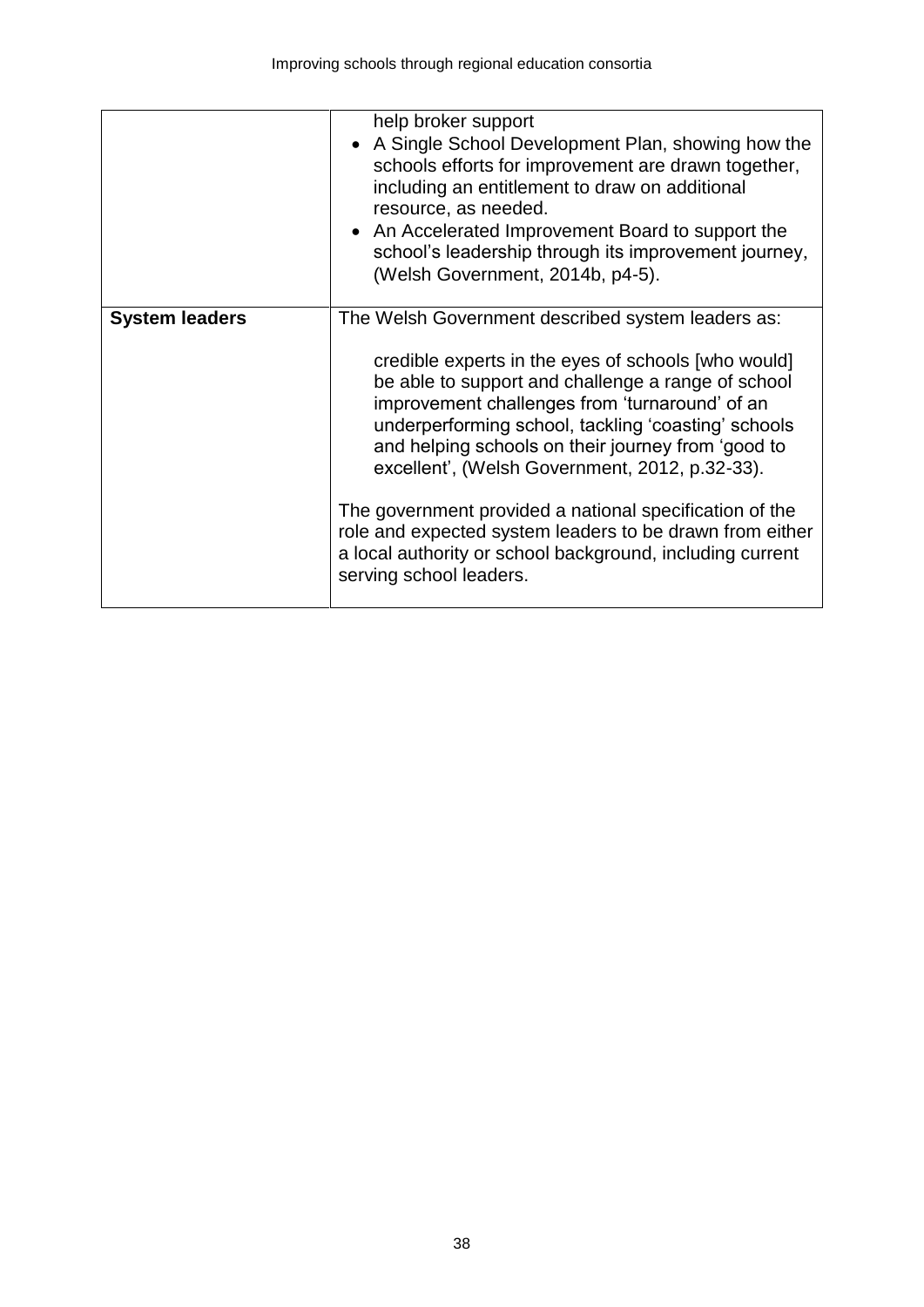| | |
|---|---|
| | help broker support<br>• A Single School Development Plan, showing how the schools efforts for improvement are drawn together, including an entitlement to draw on additional resource, as needed.<br>• An Accelerated Improvement Board to support the school's leadership through its improvement journey, (Welsh Government, 2014b, p4-5). |
| **System leaders** | The Welsh Government described system leaders as:<br><br>credible experts in the eyes of schools [who would] be able to support and challenge a range of school improvement challenges from 'turnaround' of an underperforming school, tackling 'coasting' schools and helping schools on their journey from 'good to excellent', (Welsh Government, 2012, p.32-33).<br><br>The government provided a national specification of the role and expected system leaders to be drawn from either a local authority or school background, including current serving school leaders. |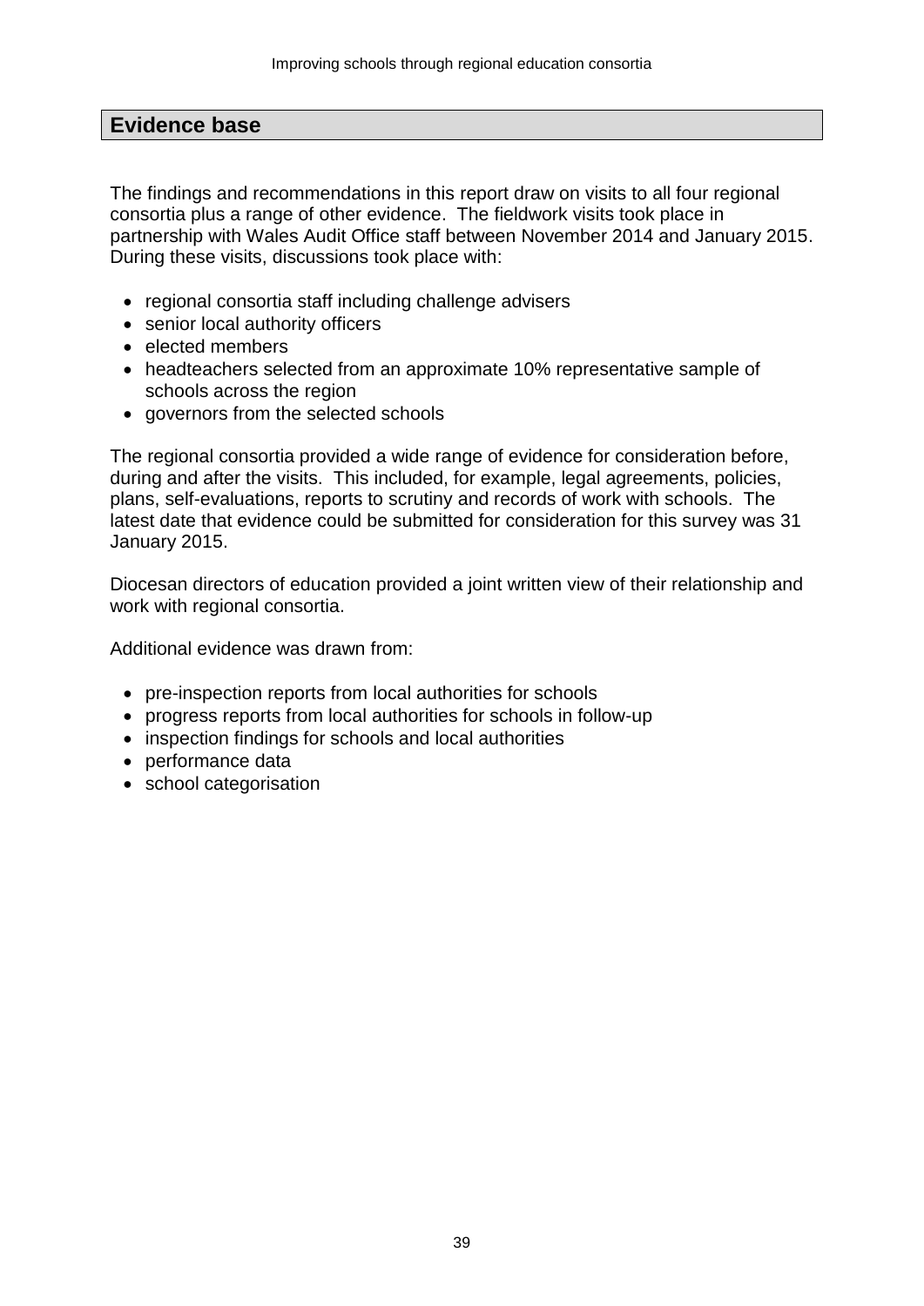## Evidence base

The findings and recommendations in this report draw on visits to all four regional consortia plus a range of other evidence. The fieldwork visits took place in partnership with Wales Audit Office staff between November 2014 and January 2015. During these visits, discussions took place with:

- regional consortia staff including challenge advisers
- senior local authority officers
- elected members
- headteachers selected from an approximate 10% representative sample of schools across the region
- governors from the selected schools

The regional consortia provided a wide range of evidence for consideration before, during and after the visits. This included, for example, legal agreements, policies, plans, self-evaluations, reports to scrutiny and records of work with schools. The latest date that evidence could be submitted for consideration for this survey was 31 January 2015.

Diocesan directors of education provided a joint written view of their relationship and work with regional consortia.

Additional evidence was drawn from:

- pre-inspection reports from local authorities for schools
- progress reports from local authorities for schools in follow-up
- inspection findings for schools and local authorities
- performance data
- school categorisation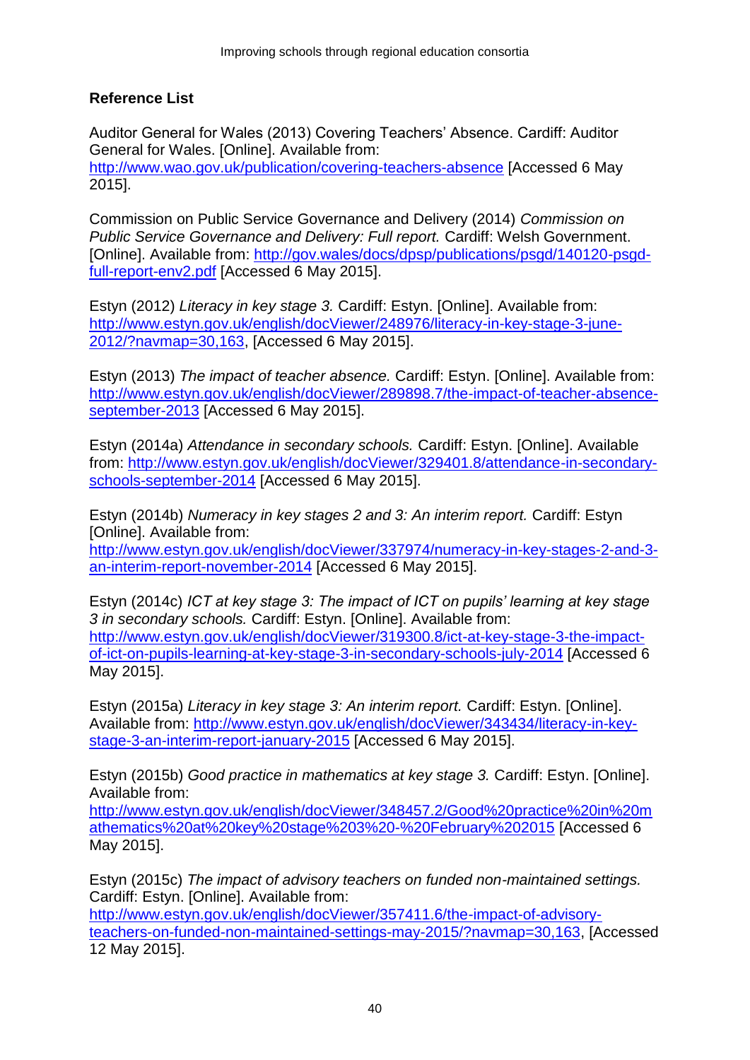**Reference List**

Auditor General for Wales (2013) Covering Teachers' Absence. Cardiff: Auditor General for Wales. [Online]. Available from: http://www.wao.gov.uk/publication/covering-teachers-absence [Accessed 6 May 2015].

Commission on Public Service Governance and Delivery (2014) *Commission on Public Service Governance and Delivery: Full report.* Cardiff: Welsh Government. [Online]. Available from: http://gov.wales/docs/dpsp/publications/psgd/140120-psgd-full-report-env2.pdf [Accessed 6 May 2015].

Estyn (2012) *Literacy in key stage 3.* Cardiff: Estyn. [Online]. Available from: http://www.estyn.gov.uk/english/docViewer/248976/literacy-in-key-stage-3-june-2012/?navmap=30,163, [Accessed 6 May 2015].

Estyn (2013) *The impact of teacher absence.* Cardiff: Estyn. [Online]. Available from: http://www.estyn.gov.uk/english/docViewer/289898.7/the-impact-of-teacher-absence-september-2013 [Accessed 6 May 2015].

Estyn (2014a) *Attendance in secondary schools.* Cardiff: Estyn. [Online]. Available from: http://www.estyn.gov.uk/english/docViewer/329401.8/attendance-in-secondary-schools-september-2014 [Accessed 6 May 2015].

Estyn (2014b) *Numeracy in key stages 2 and 3: An interim report.* Cardiff: Estyn [Online]. Available from: http://www.estyn.gov.uk/english/docViewer/337974/numeracy-in-key-stages-2-and-3-an-interim-report-november-2014 [Accessed 6 May 2015].

Estyn (2014c) *ICT at key stage 3: The impact of ICT on pupils' learning at key stage 3 in secondary schools.* Cardiff: Estyn. [Online]. Available from: http://www.estyn.gov.uk/english/docViewer/319300.8/ict-at-key-stage-3-the-impact-of-ict-on-pupils-learning-at-key-stage-3-in-secondary-schools-july-2014 [Accessed 6 May 2015].

Estyn (2015a) *Literacy in key stage 3: An interim report.* Cardiff: Estyn. [Online]. Available from: http://www.estyn.gov.uk/english/docViewer/343434/literacy-in-key-stage-3-an-interim-report-january-2015 [Accessed 6 May 2015].

Estyn (2015b) *Good practice in mathematics at key stage 3.* Cardiff: Estyn. [Online]. Available from: http://www.estyn.gov.uk/english/docViewer/348457.2/Good%20practice%20in%20mathematics%20at%20key%20stage%203%20-%20February%202015 [Accessed 6 May 2015].

Estyn (2015c) *The impact of advisory teachers on funded non-maintained settings.* Cardiff: Estyn. [Online]. Available from: http://www.estyn.gov.uk/english/docViewer/357411.6/the-impact-of-advisory-teachers-on-funded-non-maintained-settings-may-2015/?navmap=30,163, [Accessed 12 May 2015].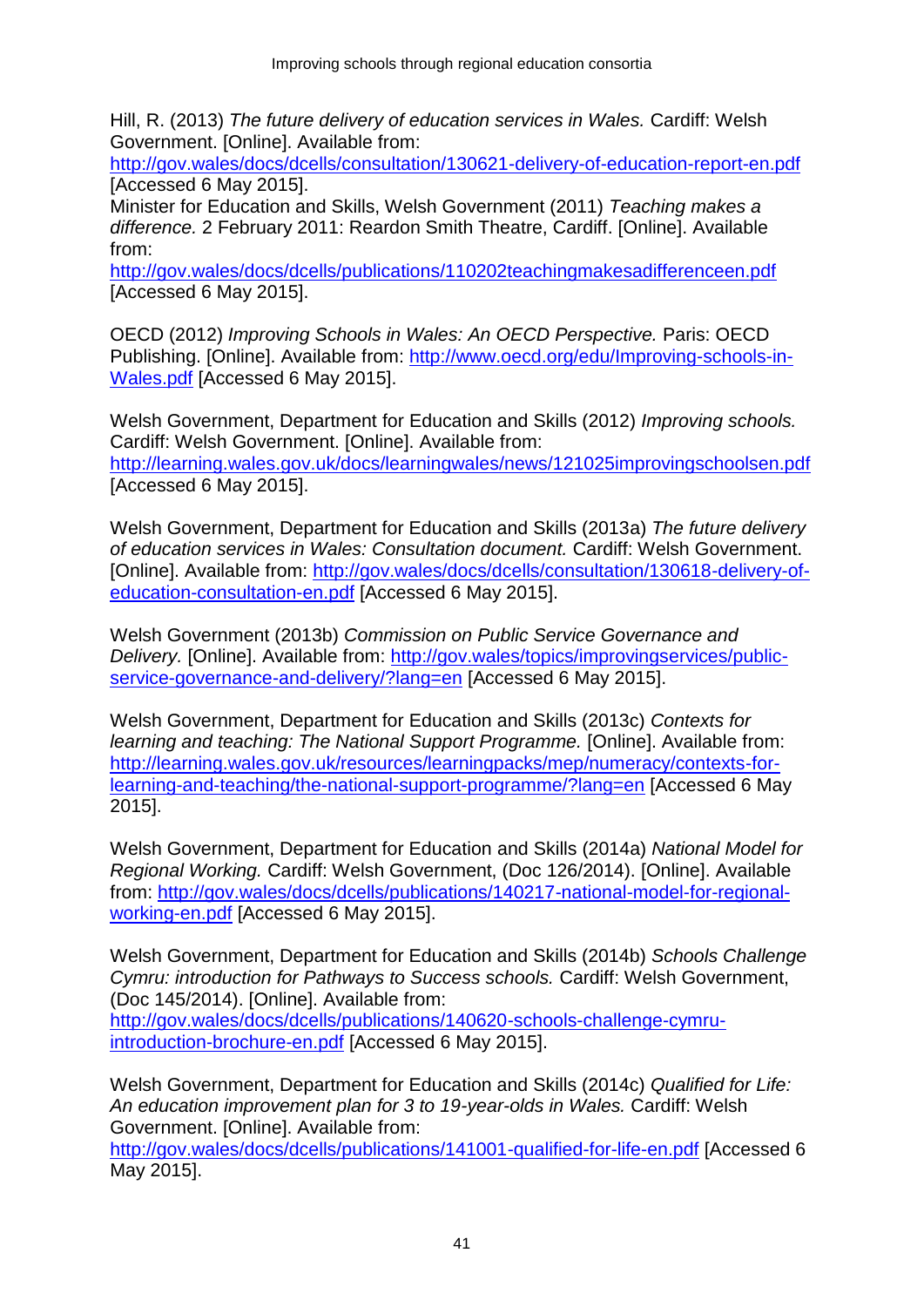Hill, R. (2013) *The future delivery of education services in Wales.* Cardiff: Welsh Government. [Online]. Available from: http://gov.wales/docs/dcells/consultation/130621-delivery-of-education-report-en.pdf [Accessed 6 May 2015].

Minister for Education and Skills, Welsh Government (2011) *Teaching makes a difference.* 2 February 2011: Reardon Smith Theatre, Cardiff. [Online]. Available from: http://gov.wales/docs/dcells/publications/110202teachingmakesadifferenceen.pdf [Accessed 6 May 2015].

OECD (2012) *Improving Schools in Wales: An OECD Perspective.* Paris: OECD Publishing. [Online]. Available from: http://www.oecd.org/edu/Improving-schools-in-Wales.pdf [Accessed 6 May 2015].

Welsh Government, Department for Education and Skills (2012) *Improving schools.* Cardiff: Welsh Government. [Online]. Available from: http://learning.wales.gov.uk/docs/learningwales/news/121025improvingschoolsen.pdf [Accessed 6 May 2015].

Welsh Government, Department for Education and Skills (2013a) *The future delivery of education services in Wales: Consultation document.* Cardiff: Welsh Government. [Online]. Available from: http://gov.wales/docs/dcells/consultation/130618-delivery-of-education-consultation-en.pdf [Accessed 6 May 2015].

Welsh Government (2013b) *Commission on Public Service Governance and Delivery.* [Online]. Available from: http://gov.wales/topics/improvingservices/public-service-governance-and-delivery/?lang=en [Accessed 6 May 2015].

Welsh Government, Department for Education and Skills (2013c) *Contexts for learning and teaching: The National Support Programme.* [Online]. Available from: http://learning.wales.gov.uk/resources/learningpacks/mep/numeracy/contexts-for-learning-and-teaching/the-national-support-programme/?lang=en [Accessed 6 May 2015].

Welsh Government, Department for Education and Skills (2014a) *National Model for Regional Working.* Cardiff: Welsh Government, (Doc 126/2014). [Online]. Available from: http://gov.wales/docs/dcells/publications/140217-national-model-for-regional-working-en.pdf [Accessed 6 May 2015].

Welsh Government, Department for Education and Skills (2014b) *Schools Challenge Cymru: introduction for Pathways to Success schools.* Cardiff: Welsh Government, (Doc 145/2014). [Online]. Available from: http://gov.wales/docs/dcells/publications/140620-schools-challenge-cymru-introduction-brochure-en.pdf [Accessed 6 May 2015].

Welsh Government, Department for Education and Skills (2014c) *Qualified for Life: An education improvement plan for 3 to 19-year-olds in Wales.* Cardiff: Welsh Government. [Online]. Available from: http://gov.wales/docs/dcells/publications/141001-qualified-for-life-en.pdf [Accessed 6 May 2015].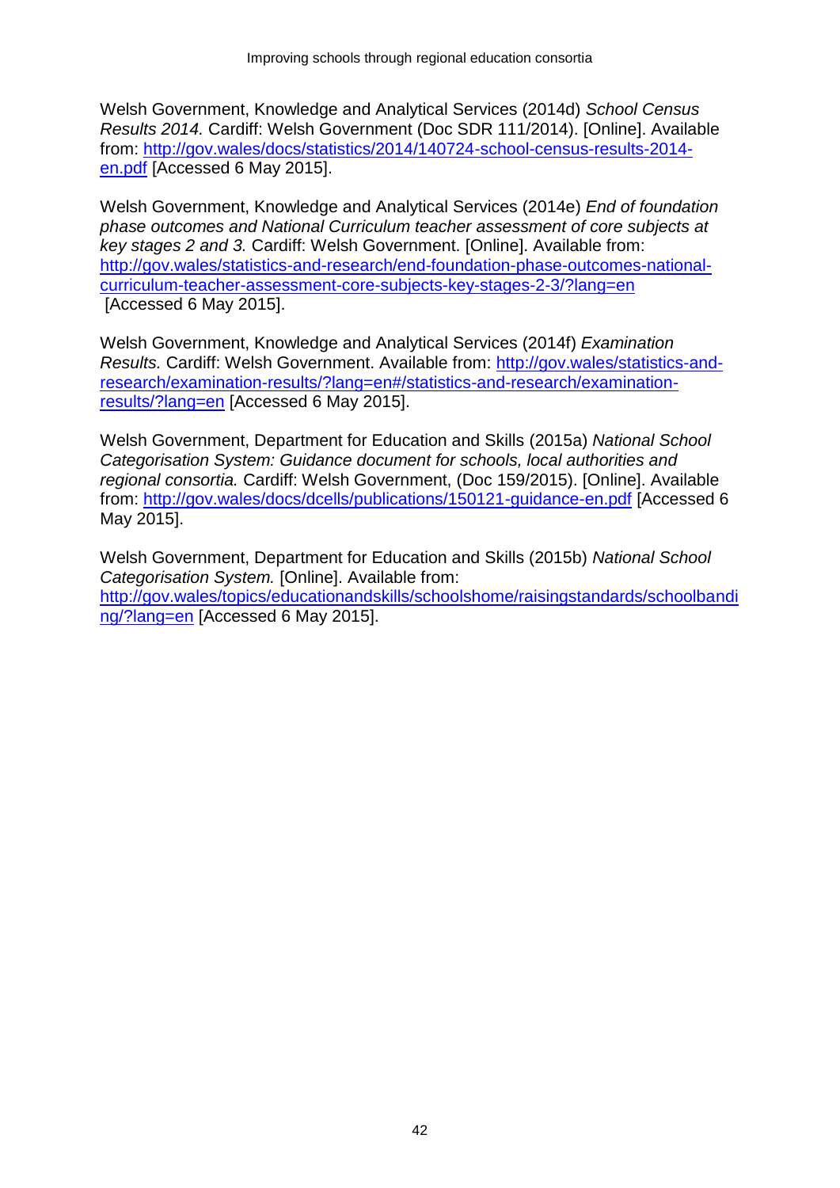Welsh Government, Knowledge and Analytical Services (2014d) *School Census Results 2014.* Cardiff: Welsh Government (Doc SDR 111/2014). [Online]. Available from: http://gov.wales/docs/statistics/2014/140724-school-census-results-2014-en.pdf [Accessed 6 May 2015].

Welsh Government, Knowledge and Analytical Services (2014e) *End of foundation phase outcomes and National Curriculum teacher assessment of core subjects at key stages 2 and 3.* Cardiff: Welsh Government. [Online]. Available from: http://gov.wales/statistics-and-research/end-foundation-phase-outcomes-national-curriculum-teacher-assessment-core-subjects-key-stages-2-3/?lang=en [Accessed 6 May 2015].

Welsh Government, Knowledge and Analytical Services (2014f) *Examination Results.* Cardiff: Welsh Government. Available from: http://gov.wales/statistics-and-research/examination-results/?lang=en#/statistics-and-research/examination-results/?lang=en [Accessed 6 May 2015].

Welsh Government, Department for Education and Skills (2015a) *National School Categorisation System: Guidance document for schools, local authorities and regional consortia.* Cardiff: Welsh Government, (Doc 159/2015). [Online]. Available from: http://gov.wales/docs/dcells/publications/150121-guidance-en.pdf [Accessed 6 May 2015].

Welsh Government, Department for Education and Skills (2015b) *National School Categorisation System.* [Online]. Available from: http://gov.wales/topics/educationandskills/schoolshome/raisingstandards/schoolbanding/?lang=en [Accessed 6 May 2015].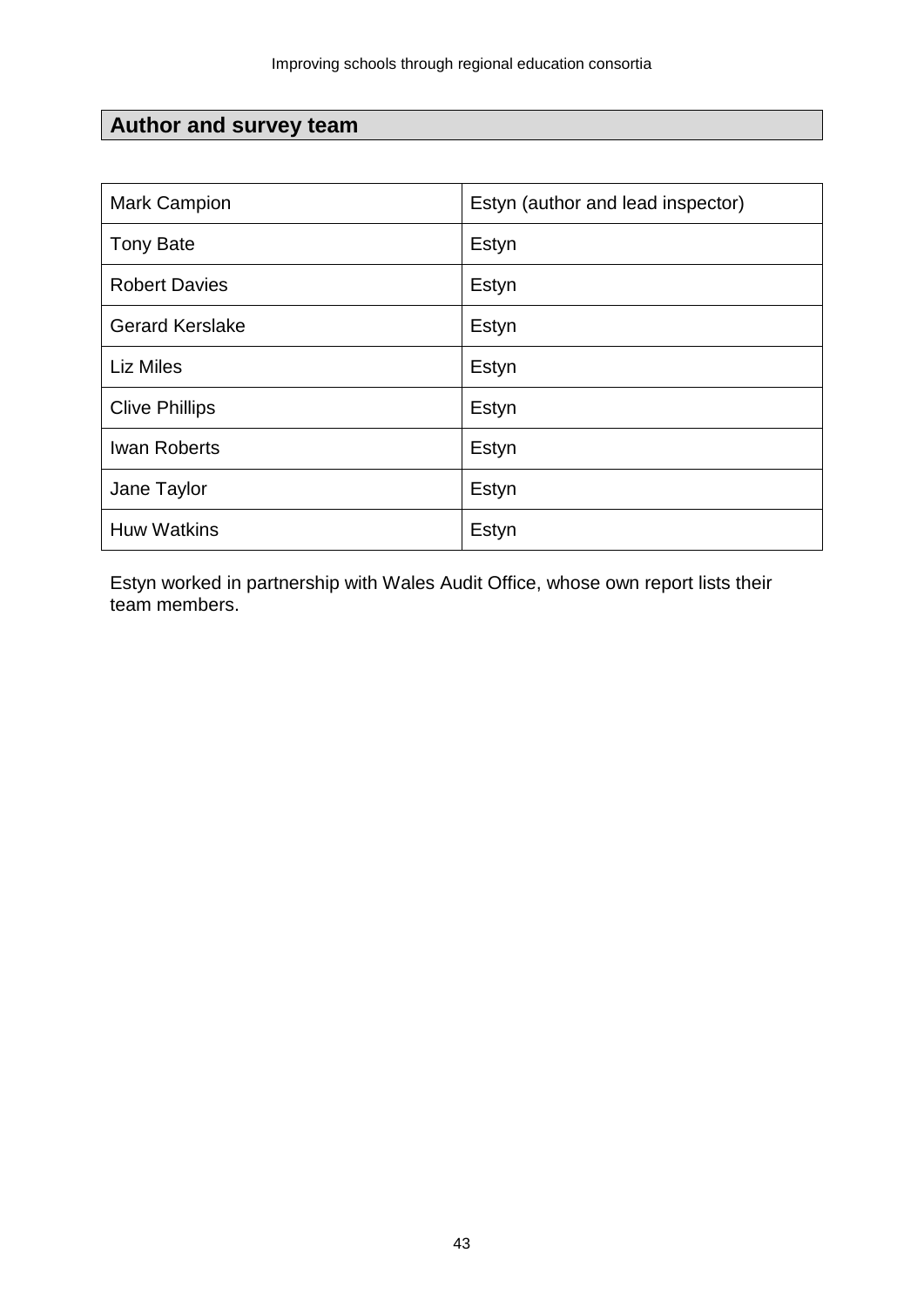## Author and survey team

| | |
|---|---|
| Mark Campion | Estyn (author and lead inspector) |
| Tony Bate | Estyn |
| Robert Davies | Estyn |
| Gerard Kerslake | Estyn |
| Liz Miles | Estyn |
| Clive Phillips | Estyn |
| Iwan Roberts | Estyn |
| Jane Taylor | Estyn |
| Huw Watkins | Estyn |

Estyn worked in partnership with Wales Audit Office, whose own report lists their team members.